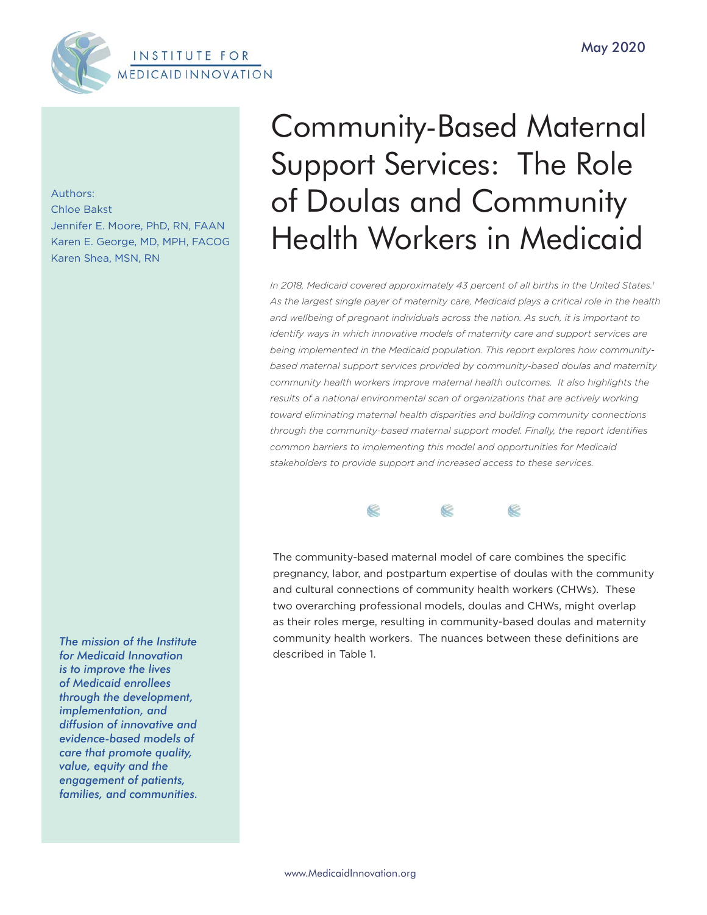INSTITUTE FOR MEDICAID INNOVATION

May 2020

# Community-Based Maternal Support Services: The Role of Doulas and Community Health Workers in Medicaid

Authors:
Chloe Bakst
Jennifer E. Moore, PhD, RN, FAAN
Karen E. George, MD, MPH, FACOG
Karen Shea, MSN, RN

*In 2018, Medicaid covered approximately 43 percent of all births in the United States.[1] As the largest single payer of maternity care, Medicaid plays a critical role in the health and wellbeing of pregnant individuals across the nation. As such, it is important to identify ways in which innovative models of maternity care and support services are being implemented in the Medicaid population. This report explores how community-based maternal support services provided by community-based doulas and maternity community health workers improve maternal health outcomes. It also highlights the results of a national environmental scan of organizations that are actively working toward eliminating maternal health disparities and building community connections through the community-based maternal support model. Finally, the report identifies common barriers to implementing this model and opportunities for Medicaid stakeholders to provide support and increased access to these services.*

The community-based maternal model of care combines the specific pregnancy, labor, and postpartum expertise of doulas with the community and cultural connections of community health workers (CHWs). These two overarching professional models, doulas and CHWs, might overlap as their roles merge, resulting in community-based doulas and maternity community health workers. The nuances between these definitions are described in Table 1.

*The mission of the Institute for Medicaid Innovation is to improve the lives of Medicaid enrollees through the development, implementation, and diffusion of innovative and evidence-based models of care that promote quality, value, equity and the engagement of patients, families, and communities.*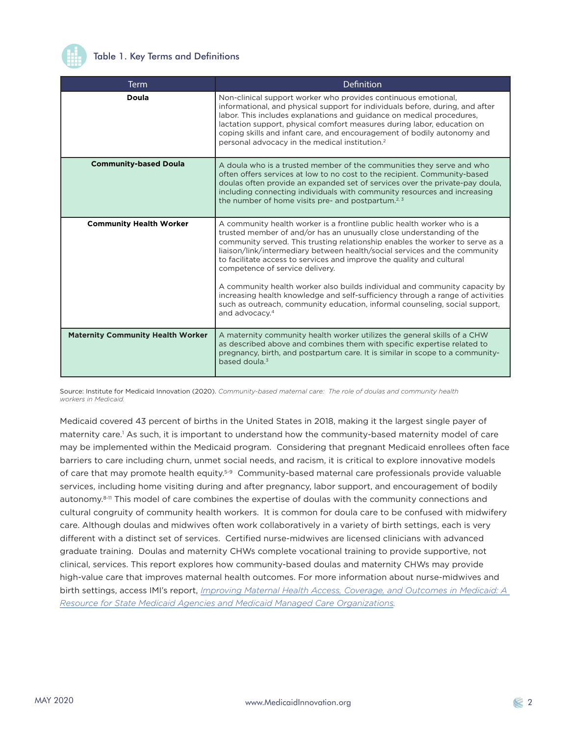### Table 1. Key Terms and Definitions

| Term | Definition |
| --- | --- |
| **Doula** | Non-clinical support worker who provides continuous emotional, informational, and physical support for individuals before, during, and after labor. This includes explanations and guidance on medical procedures, lactation support, physical comfort measures during labor, education on coping skills and infant care, and encouragement of bodily autonomy and personal advocacy in the medical institution.[2] |
| **Community-based Doula** | A doula who is a trusted member of the communities they serve and who often offers services at low to no cost to the recipient. Community-based doulas often provide an expanded set of services over the private-pay doula, including connecting individuals with community resources and increasing the number of home visits pre- and postpartum.[2, 3] |
| **Community Health Worker** | A community health worker is a frontline public health worker who is a trusted member of and/or has an unusually close understanding of the community served. This trusting relationship enables the worker to serve as a liaison/link/intermediary between health/social services and the community to facilitate access to services and improve the quality and cultural competence of service delivery. <br><br> A community health worker also builds individual and community capacity by increasing health knowledge and self-sufficiency through a range of activities such as outreach, community education, informal counseling, social support, and advocacy.[4] |
| **Maternity Community Health Worker** | A maternity community health worker utilizes the general skills of a CHW as described above and combines them with specific expertise related to pregnancy, birth, and postpartum care. It is similar in scope to a community-based doula.[3] |

Source: Institute for Medicaid Innovation (2020). *Community-based maternal care: The role of doulas and community health workers in Medicaid.*

Medicaid covered 43 percent of births in the United States in 2018, making it the largest single payer of maternity care.[1] As such, it is important to understand how the community-based maternity model of care may be implemented within the Medicaid program. Considering that pregnant Medicaid enrollees often face barriers to care including churn, unmet social needs, and racism, it is critical to explore innovative models of care that may promote health equity.[5-9] Community-based maternal care professionals provide valuable services, including home visiting during and after pregnancy, labor support, and encouragement of bodily autonomy.[8-11] This model of care combines the expertise of doulas with the community connections and cultural congruity of community health workers. It is common for doula care to be confused with midwifery care. Although doulas and midwives often work collaboratively in a variety of birth settings, each is very different with a distinct set of services. Certified nurse-midwives are licensed clinicians with advanced graduate training. Doulas and maternity CHWs complete vocational training to provide supportive, not clinical, services. This report explores how community-based doulas and maternity CHWs may provide high-value care that improves maternal health outcomes. For more information about nurse-midwives and birth settings, access IMI's report, *Improving Maternal Health Access, Coverage, and Outcomes in Medicaid: A Resource for State Medicaid Agencies and Medicaid Managed Care Organizations*.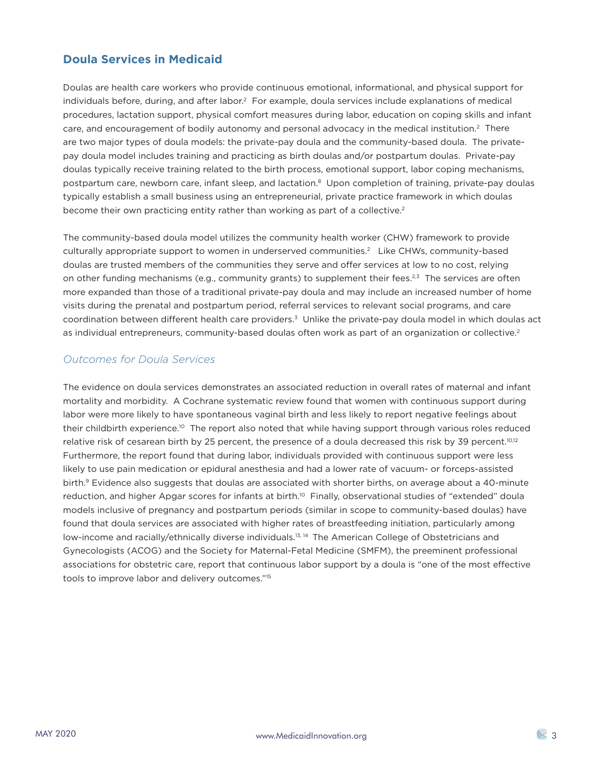## Doula Services in Medicaid

Doulas are health care workers who provide continuous emotional, informational, and physical support for individuals before, during, and after labor.[2] For example, doula services include explanations of medical procedures, lactation support, physical comfort measures during labor, education on coping skills and infant care, and encouragement of bodily autonomy and personal advocacy in the medical institution.[2] There are two major types of doula models: the private-pay doula and the community-based doula. The private-pay doula model includes training and practicing as birth doulas and/or postpartum doulas. Private-pay doulas typically receive training related to the birth process, emotional support, labor coping mechanisms, postpartum care, newborn care, infant sleep, and lactation.[8] Upon completion of training, private-pay doulas typically establish a small business using an entrepreneurial, private practice framework in which doulas become their own practicing entity rather than working as part of a collective.[2]

The community-based doula model utilizes the community health worker (CHW) framework to provide culturally appropriate support to women in underserved communities.[2] Like CHWs, community-based doulas are trusted members of the communities they serve and offer services at low to no cost, relying on other funding mechanisms (e.g., community grants) to supplement their fees.[2,3] The services are often more expanded than those of a traditional private-pay doula and may include an increased number of home visits during the prenatal and postpartum period, referral services to relevant social programs, and care coordination between different health care providers.[3] Unlike the private-pay doula model in which doulas act as individual entrepreneurs, community-based doulas often work as part of an organization or collective.[2]

### *Outcomes for Doula Services*

The evidence on doula services demonstrates an associated reduction in overall rates of maternal and infant mortality and morbidity. A Cochrane systematic review found that women with continuous support during labor were more likely to have spontaneous vaginal birth and less likely to report negative feelings about their childbirth experience.[10] The report also noted that while having support through various roles reduced relative risk of cesarean birth by 25 percent, the presence of a doula decreased this risk by 39 percent.[10,12] Furthermore, the report found that during labor, individuals provided with continuous support were less likely to use pain medication or epidural anesthesia and had a lower rate of vacuum- or forceps-assisted birth.[9] Evidence also suggests that doulas are associated with shorter births, on average about a 40-minute reduction, and higher Apgar scores for infants at birth.[10] Finally, observational studies of "extended" doula models inclusive of pregnancy and postpartum periods (similar in scope to community-based doulas) have found that doula services are associated with higher rates of breastfeeding initiation, particularly among low-income and racially/ethnically diverse individuals.[13, 14] The American College of Obstetricians and Gynecologists (ACOG) and the Society for Maternal-Fetal Medicine (SMFM), the preeminent professional associations for obstetric care, report that continuous labor support by a doula is "one of the most effective tools to improve labor and delivery outcomes."[15]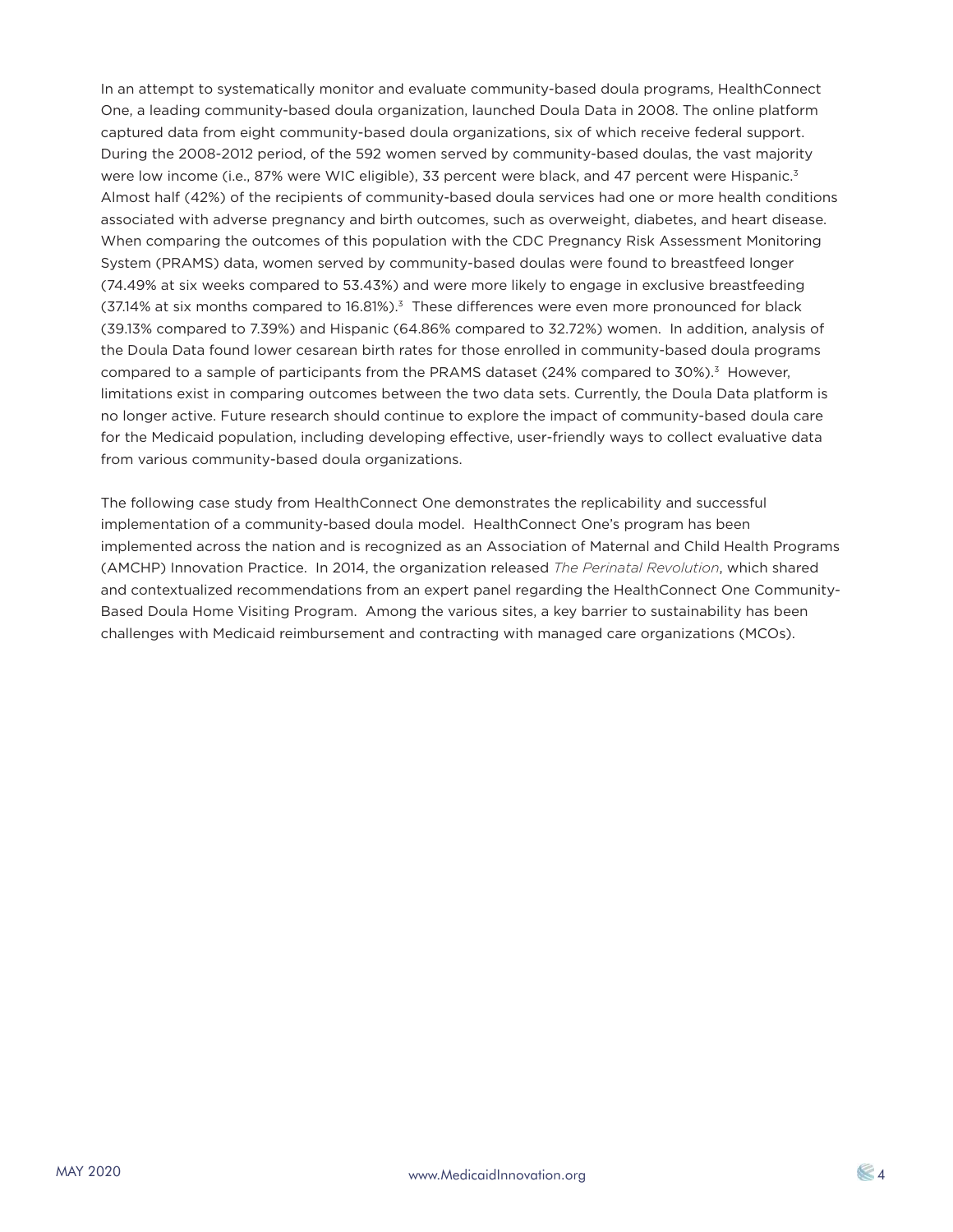In an attempt to systematically monitor and evaluate community-based doula programs, HealthConnect One, a leading community-based doula organization, launched Doula Data in 2008. The online platform captured data from eight community-based doula organizations, six of which receive federal support. During the 2008-2012 period, of the 592 women served by community-based doulas, the vast majority were low income (i.e., 87% were WIC eligible), 33 percent were black, and 47 percent were Hispanic.[3] Almost half (42%) of the recipients of community-based doula services had one or more health conditions associated with adverse pregnancy and birth outcomes, such as overweight, diabetes, and heart disease. When comparing the outcomes of this population with the CDC Pregnancy Risk Assessment Monitoring System (PRAMS) data, women served by community-based doulas were found to breastfeed longer (74.49% at six weeks compared to 53.43%) and were more likely to engage in exclusive breastfeeding (37.14% at six months compared to 16.81%).[3] These differences were even more pronounced for black (39.13% compared to 7.39%) and Hispanic (64.86% compared to 32.72%) women. In addition, analysis of the Doula Data found lower cesarean birth rates for those enrolled in community-based doula programs compared to a sample of participants from the PRAMS dataset (24% compared to 30%).[3] However, limitations exist in comparing outcomes between the two data sets. Currently, the Doula Data platform is no longer active. Future research should continue to explore the impact of community-based doula care for the Medicaid population, including developing effective, user-friendly ways to collect evaluative data from various community-based doula organizations.

The following case study from HealthConnect One demonstrates the replicability and successful implementation of a community-based doula model. HealthConnect One's program has been implemented across the nation and is recognized as an Association of Maternal and Child Health Programs (AMCHP) Innovation Practice. In 2014, the organization released *The Perinatal Revolution*, which shared and contextualized recommendations from an expert panel regarding the HealthConnect One Community-Based Doula Home Visiting Program. Among the various sites, a key barrier to sustainability has been challenges with Medicaid reimbursement and contracting with managed care organizations (MCOs).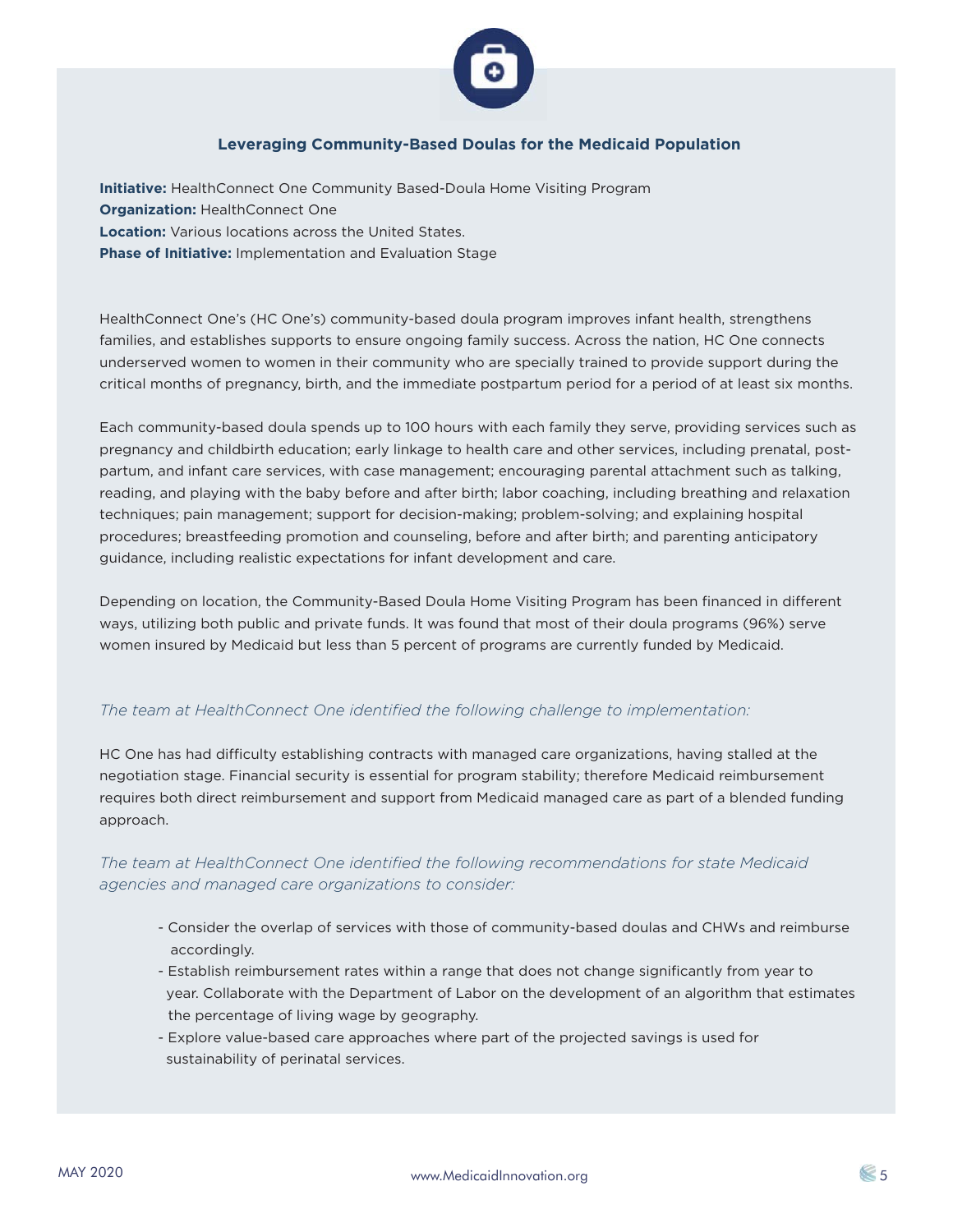### Leveraging Community-Based Doulas for the Medicaid Population

**Initiative:** HealthConnect One Community Based-Doula Home Visiting Program
**Organization:** HealthConnect One
**Location:** Various locations across the United States.
**Phase of Initiative:** Implementation and Evaluation Stage

HealthConnect One's (HC One's) community-based doula program improves infant health, strengthens families, and establishes supports to ensure ongoing family success. Across the nation, HC One connects underserved women to women in their community who are specially trained to provide support during the critical months of pregnancy, birth, and the immediate postpartum period for a period of at least six months.

Each community-based doula spends up to 100 hours with each family they serve, providing services such as pregnancy and childbirth education; early linkage to health care and other services, including prenatal, post-partum, and infant care services, with case management; encouraging parental attachment such as talking, reading, and playing with the baby before and after birth; labor coaching, including breathing and relaxation techniques; pain management; support for decision-making; problem-solving; and explaining hospital procedures; breastfeeding promotion and counseling, before and after birth; and parenting anticipatory guidance, including realistic expectations for infant development and care.

Depending on location, the Community-Based Doula Home Visiting Program has been financed in different ways, utilizing both public and private funds. It was found that most of their doula programs (96%) serve women insured by Medicaid but less than 5 percent of programs are currently funded by Medicaid.

*The team at HealthConnect One identified the following challenge to implementation:*

HC One has had difficulty establishing contracts with managed care organizations, having stalled at the negotiation stage. Financial security is essential for program stability; therefore Medicaid reimbursement requires both direct reimbursement and support from Medicaid managed care as part of a blended funding approach.

*The team at HealthConnect One identified the following recommendations for state Medicaid agencies and managed care organizations to consider:*

- Consider the overlap of services with those of community-based doulas and CHWs and reimburse accordingly.
- Establish reimbursement rates within a range that does not change significantly from year to year. Collaborate with the Department of Labor on the development of an algorithm that estimates the percentage of living wage by geography.
- Explore value-based care approaches where part of the projected savings is used for sustainability of perinatal services.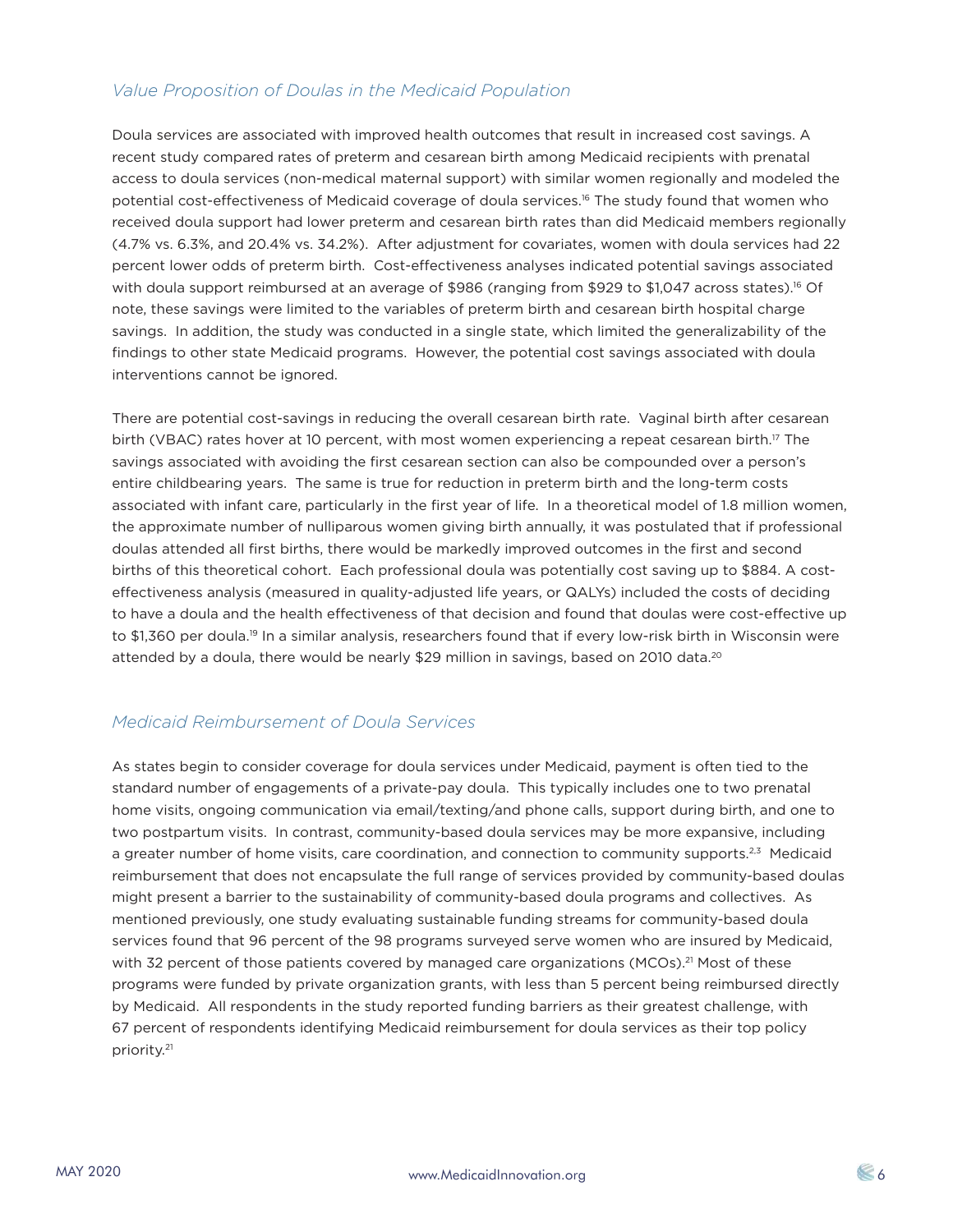### *Value Proposition of Doulas in the Medicaid Population*

Doula services are associated with improved health outcomes that result in increased cost savings. A recent study compared rates of preterm and cesarean birth among Medicaid recipients with prenatal access to doula services (non-medical maternal support) with similar women regionally and modeled the potential cost-effectiveness of Medicaid coverage of doula services.[16] The study found that women who received doula support had lower preterm and cesarean birth rates than did Medicaid members regionally (4.7% vs. 6.3%, and 20.4% vs. 34.2%). After adjustment for covariates, women with doula services had 22 percent lower odds of preterm birth. Cost-effectiveness analyses indicated potential savings associated with doula support reimbursed at an average of $986 (ranging from $929 to $1,047 across states).[16] Of note, these savings were limited to the variables of preterm birth and cesarean birth hospital charge savings. In addition, the study was conducted in a single state, which limited the generalizability of the findings to other state Medicaid programs. However, the potential cost savings associated with doula interventions cannot be ignored.

There are potential cost-savings in reducing the overall cesarean birth rate. Vaginal birth after cesarean birth (VBAC) rates hover at 10 percent, with most women experiencing a repeat cesarean birth.[17] The savings associated with avoiding the first cesarean section can also be compounded over a person's entire childbearing years. The same is true for reduction in preterm birth and the long-term costs associated with infant care, particularly in the first year of life. In a theoretical model of 1.8 million women, the approximate number of nulliparous women giving birth annually, it was postulated that if professional doulas attended all first births, there would be markedly improved outcomes in the first and second births of this theoretical cohort. Each professional doula was potentially cost saving up to $884. A cost-effectiveness analysis (measured in quality-adjusted life years, or QALYs) included the costs of deciding to have a doula and the health effectiveness of that decision and found that doulas were cost-effective up to $1,360 per doula.[19] In a similar analysis, researchers found that if every low-risk birth in Wisconsin were attended by a doula, there would be nearly $29 million in savings, based on 2010 data.[20]

### *Medicaid Reimbursement of Doula Services*

As states begin to consider coverage for doula services under Medicaid, payment is often tied to the standard number of engagements of a private-pay doula. This typically includes one to two prenatal home visits, ongoing communication via email/texting/and phone calls, support during birth, and one to two postpartum visits. In contrast, community-based doula services may be more expansive, including a greater number of home visits, care coordination, and connection to community supports.[2,3] Medicaid reimbursement that does not encapsulate the full range of services provided by community-based doulas might present a barrier to the sustainability of community-based doula programs and collectives. As mentioned previously, one study evaluating sustainable funding streams for community-based doula services found that 96 percent of the 98 programs surveyed serve women who are insured by Medicaid, with 32 percent of those patients covered by managed care organizations (MCOs).[21] Most of these programs were funded by private organization grants, with less than 5 percent being reimbursed directly by Medicaid. All respondents in the study reported funding barriers as their greatest challenge, with 67 percent of respondents identifying Medicaid reimbursement for doula services as their top policy priority.[21]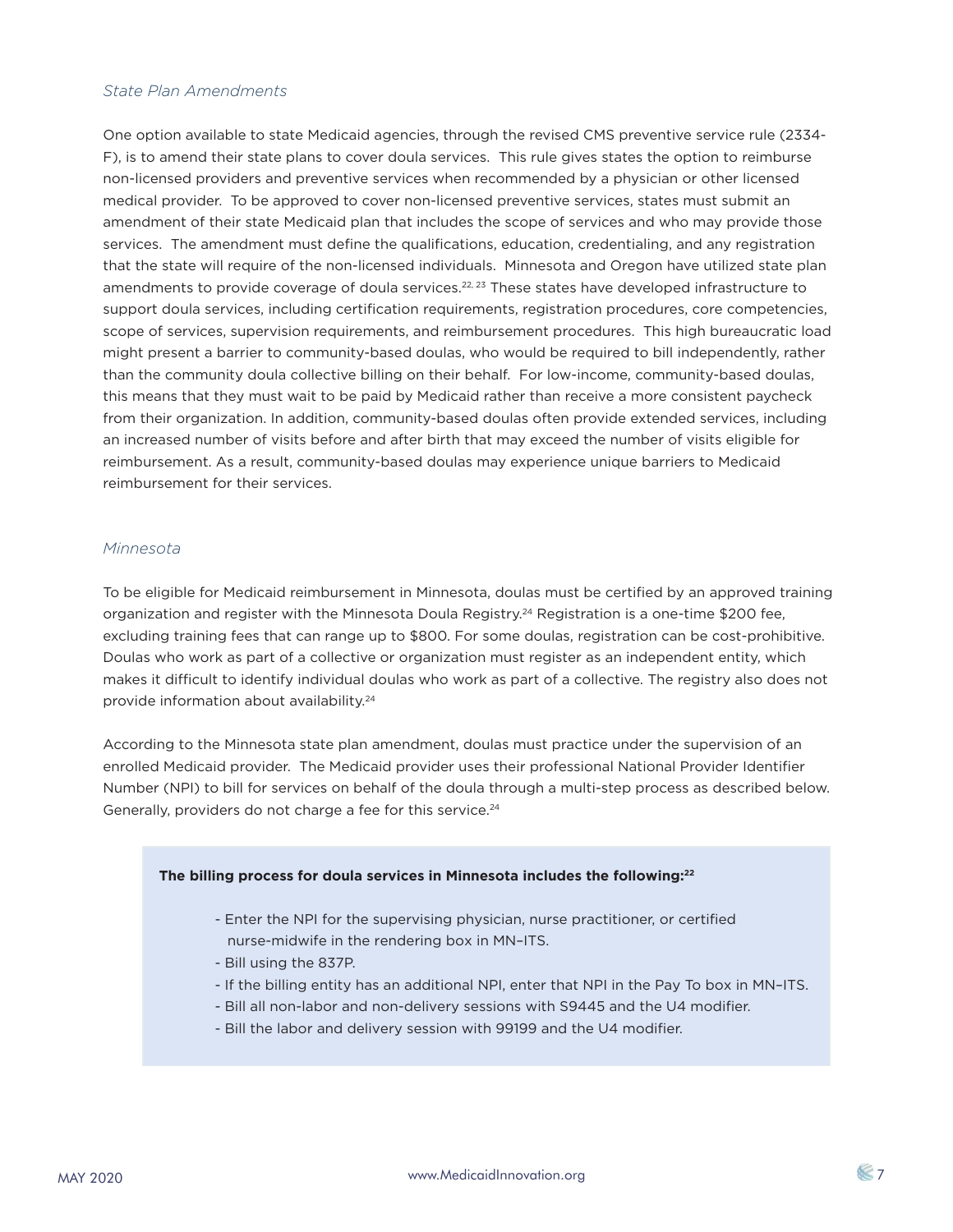### *State Plan Amendments*

One option available to state Medicaid agencies, through the revised CMS preventive service rule (2334-F), is to amend their state plans to cover doula services. This rule gives states the option to reimburse non-licensed providers and preventive services when recommended by a physician or other licensed medical provider. To be approved to cover non-licensed preventive services, states must submit an amendment of their state Medicaid plan that includes the scope of services and who may provide those services. The amendment must define the qualifications, education, credentialing, and any registration that the state will require of the non-licensed individuals. Minnesota and Oregon have utilized state plan amendments to provide coverage of doula services.[22, 23] These states have developed infrastructure to support doula services, including certification requirements, registration procedures, core competencies, scope of services, supervision requirements, and reimbursement procedures. This high bureaucratic load might present a barrier to community-based doulas, who would be required to bill independently, rather than the community doula collective billing on their behalf. For low-income, community-based doulas, this means that they must wait to be paid by Medicaid rather than receive a more consistent paycheck from their organization. In addition, community-based doulas often provide extended services, including an increased number of visits before and after birth that may exceed the number of visits eligible for reimbursement. As a result, community-based doulas may experience unique barriers to Medicaid reimbursement for their services.

### *Minnesota*

To be eligible for Medicaid reimbursement in Minnesota, doulas must be certified by an approved training organization and register with the Minnesota Doula Registry.[24] Registration is a one-time $200 fee, excluding training fees that can range up to $800. For some doulas, registration can be cost-prohibitive. Doulas who work as part of a collective or organization must register as an independent entity, which makes it difficult to identify individual doulas who work as part of a collective. The registry also does not provide information about availability.[24]

According to the Minnesota state plan amendment, doulas must practice under the supervision of an enrolled Medicaid provider. The Medicaid provider uses their professional National Provider Identifier Number (NPI) to bill for services on behalf of the doula through a multi-step process as described below. Generally, providers do not charge a fee for this service.[24]

**The billing process for doula services in Minnesota includes the following:[22]**

- Enter the NPI for the supervising physician, nurse practitioner, or certified nurse-midwife in the rendering box in MN–ITS.
- Bill using the 837P.
- If the billing entity has an additional NPI, enter that NPI in the Pay To box in MN–ITS.
- Bill all non-labor and non-delivery sessions with S9445 and the U4 modifier.
- Bill the labor and delivery session with 99199 and the U4 modifier.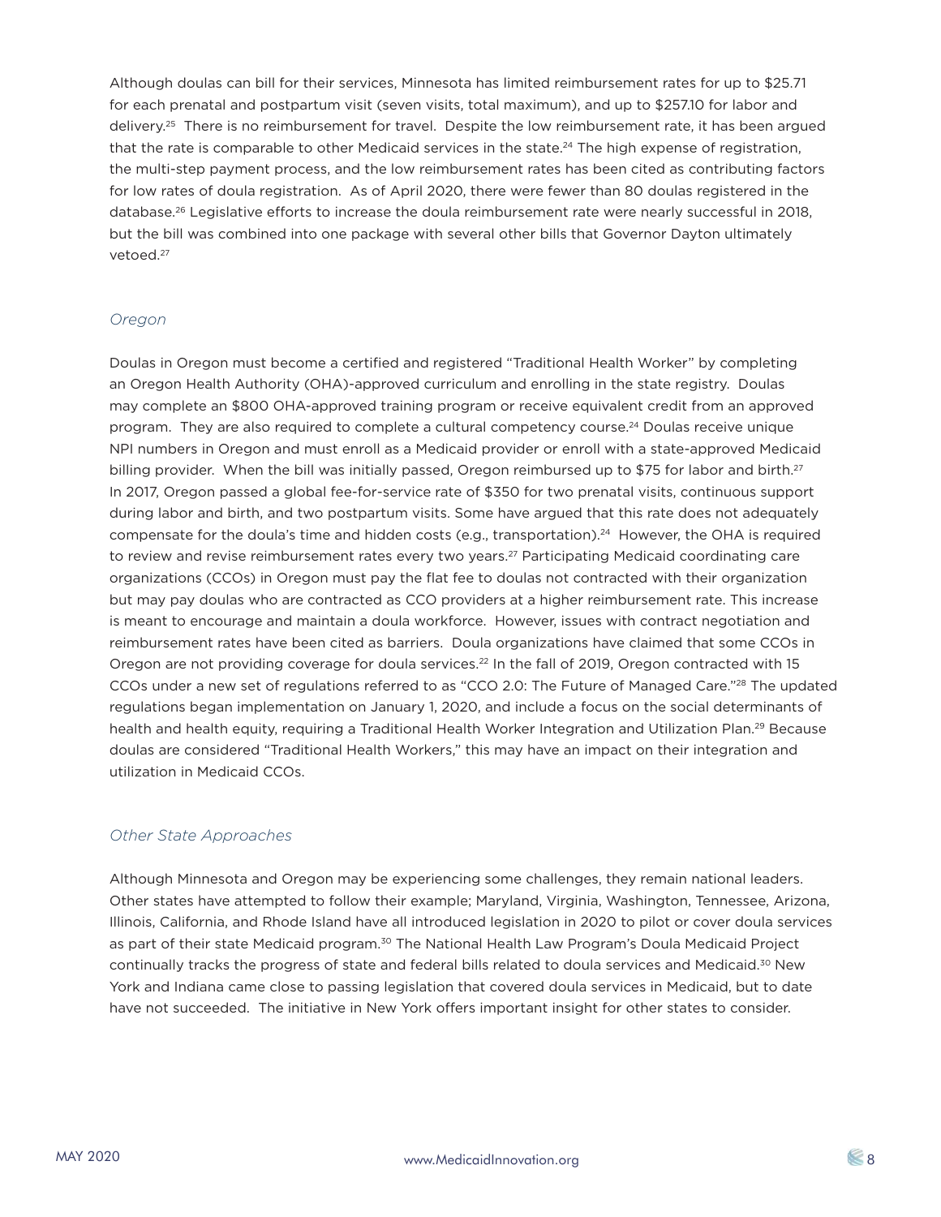Although doulas can bill for their services, Minnesota has limited reimbursement rates for up to $25.71 for each prenatal and postpartum visit (seven visits, total maximum), and up to $257.10 for labor and delivery.[25] There is no reimbursement for travel. Despite the low reimbursement rate, it has been argued that the rate is comparable to other Medicaid services in the state.[24] The high expense of registration, the multi-step payment process, and the low reimbursement rates has been cited as contributing factors for low rates of doula registration. As of April 2020, there were fewer than 80 doulas registered in the database.[26] Legislative efforts to increase the doula reimbursement rate were nearly successful in 2018, but the bill was combined into one package with several other bills that Governor Dayton ultimately vetoed.[27]

### *Oregon*

Doulas in Oregon must become a certified and registered "Traditional Health Worker" by completing an Oregon Health Authority (OHA)-approved curriculum and enrolling in the state registry. Doulas may complete an $800 OHA-approved training program or receive equivalent credit from an approved program. They are also required to complete a cultural competency course.[24] Doulas receive unique NPI numbers in Oregon and must enroll as a Medicaid provider or enroll with a state-approved Medicaid billing provider. When the bill was initially passed, Oregon reimbursed up to $75 for labor and birth.[27] In 2017, Oregon passed a global fee-for-service rate of $350 for two prenatal visits, continuous support during labor and birth, and two postpartum visits. Some have argued that this rate does not adequately compensate for the doula's time and hidden costs (e.g., transportation).[24] However, the OHA is required to review and revise reimbursement rates every two years.[27] Participating Medicaid coordinating care organizations (CCOs) in Oregon must pay the flat fee to doulas not contracted with their organization but may pay doulas who are contracted as CCO providers at a higher reimbursement rate. This increase is meant to encourage and maintain a doula workforce. However, issues with contract negotiation and reimbursement rates have been cited as barriers. Doula organizations have claimed that some CCOs in Oregon are not providing coverage for doula services.[22] In the fall of 2019, Oregon contracted with 15 CCOs under a new set of regulations referred to as "CCO 2.0: The Future of Managed Care."[28] The updated regulations began implementation on January 1, 2020, and include a focus on the social determinants of health and health equity, requiring a Traditional Health Worker Integration and Utilization Plan.[29] Because doulas are considered "Traditional Health Workers," this may have an impact on their integration and utilization in Medicaid CCOs.

### *Other State Approaches*

Although Minnesota and Oregon may be experiencing some challenges, they remain national leaders. Other states have attempted to follow their example; Maryland, Virginia, Washington, Tennessee, Arizona, Illinois, California, and Rhode Island have all introduced legislation in 2020 to pilot or cover doula services as part of their state Medicaid program.[30] The National Health Law Program's Doula Medicaid Project continually tracks the progress of state and federal bills related to doula services and Medicaid.[30] New York and Indiana came close to passing legislation that covered doula services in Medicaid, but to date have not succeeded. The initiative in New York offers important insight for other states to consider.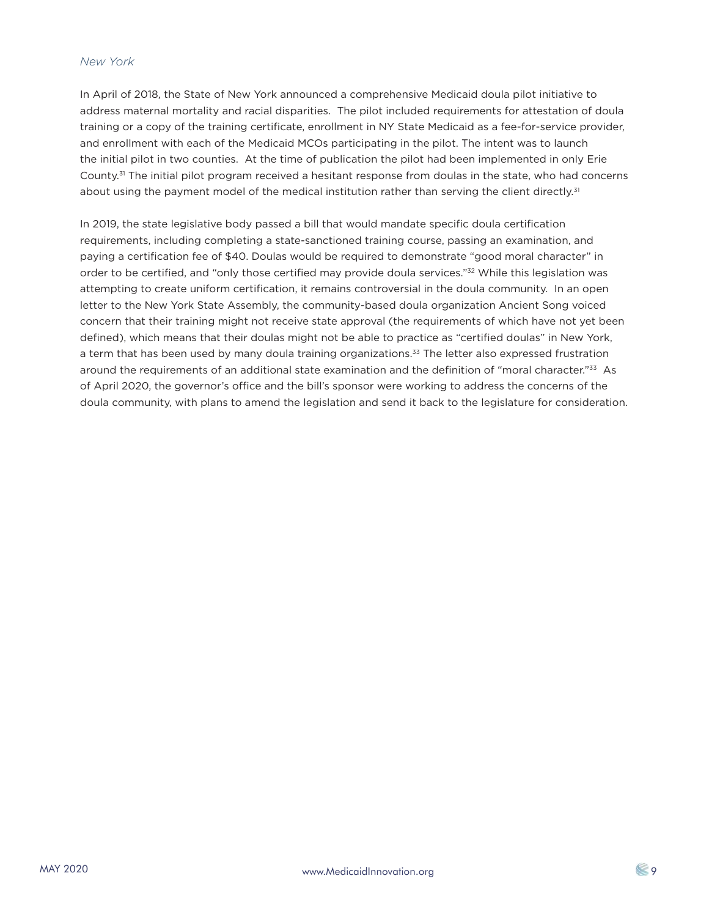*New York*

In April of 2018, the State of New York announced a comprehensive Medicaid doula pilot initiative to address maternal mortality and racial disparities. The pilot included requirements for attestation of doula training or a copy of the training certificate, enrollment in NY State Medicaid as a fee-for-service provider, and enrollment with each of the Medicaid MCOs participating in the pilot. The intent was to launch the initial pilot in two counties. At the time of publication the pilot had been implemented in only Erie County.[31] The initial pilot program received a hesitant response from doulas in the state, who had concerns about using the payment model of the medical institution rather than serving the client directly.[31]

In 2019, the state legislative body passed a bill that would mandate specific doula certification requirements, including completing a state-sanctioned training course, passing an examination, and paying a certification fee of $40. Doulas would be required to demonstrate "good moral character" in order to be certified, and "only those certified may provide doula services."[32] While this legislation was attempting to create uniform certification, it remains controversial in the doula community. In an open letter to the New York State Assembly, the community-based doula organization Ancient Song voiced concern that their training might not receive state approval (the requirements of which have not yet been defined), which means that their doulas might not be able to practice as "certified doulas" in New York, a term that has been used by many doula training organizations.[33] The letter also expressed frustration around the requirements of an additional state examination and the definition of "moral character."[33] As of April 2020, the governor's office and the bill's sponsor were working to address the concerns of the doula community, with plans to amend the legislation and send it back to the legislature for consideration.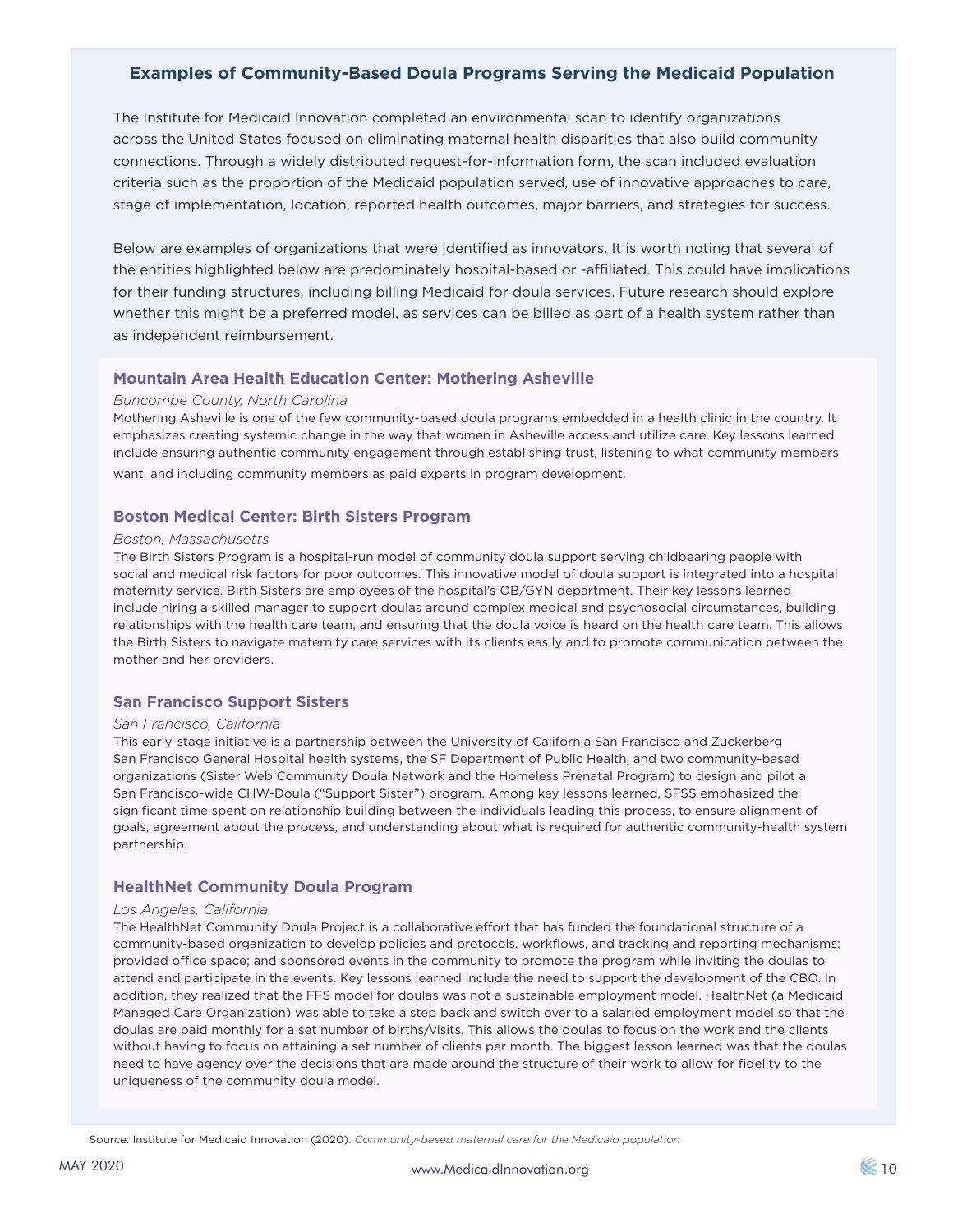## Examples of Community-Based Doula Programs Serving the Medicaid Population

The Institute for Medicaid Innovation completed an environmental scan to identify organizations across the United States focused on eliminating maternal health disparities that also build community connections. Through a widely distributed request-for-information form, the scan included evaluation criteria such as the proportion of the Medicaid population served, use of innovative approaches to care, stage of implementation, location, reported health outcomes, major barriers, and strategies for success.

Below are examples of organizations that were identified as innovators. It is worth noting that several of the entities highlighted below are predominately hospital-based or -affiliated. This could have implications for their funding structures, including billing Medicaid for doula services. Future research should explore whether this might be a preferred model, as services can be billed as part of a health system rather than as independent reimbursement.

### Mountain Area Health Education Center: Mothering Asheville

*Buncombe County, North Carolina*

Mothering Asheville is one of the few community-based doula programs embedded in a health clinic in the country. It emphasizes creating systemic change in the way that women in Asheville access and utilize care. Key lessons learned include ensuring authentic community engagement through establishing trust, listening to what community members want, and including community members as paid experts in program development.

### Boston Medical Center: Birth Sisters Program

*Boston, Massachusetts*

The Birth Sisters Program is a hospital-run model of community doula support serving childbearing people with social and medical risk factors for poor outcomes. This innovative model of doula support is integrated into a hospital maternity service. Birth Sisters are employees of the hospital's OB/GYN department. Their key lessons learned include hiring a skilled manager to support doulas around complex medical and psychosocial circumstances, building relationships with the health care team, and ensuring that the doula voice is heard on the health care team. This allows the Birth Sisters to navigate maternity care services with its clients easily and to promote communication between the mother and her providers.

### San Francisco Support Sisters

*San Francisco, California*

This early-stage initiative is a partnership between the University of California San Francisco and Zuckerberg San Francisco General Hospital health systems, the SF Department of Public Health, and two community-based organizations (Sister Web Community Doula Network and the Homeless Prenatal Program) to design and pilot a San Francisco-wide CHW-Doula ("Support Sister") program. Among key lessons learned, SFSS emphasized the significant time spent on relationship building between the individuals leading this process, to ensure alignment of goals, agreement about the process, and understanding about what is required for authentic community-health system partnership.

### HealthNet Community Doula Program

*Los Angeles, California*

The HealthNet Community Doula Project is a collaborative effort that has funded the foundational structure of a community-based organization to develop policies and protocols, workflows, and tracking and reporting mechanisms; provided office space; and sponsored events in the community to promote the program while inviting the doulas to attend and participate in the events. Key lessons learned include the need to support the development of the CBO. In addition, they realized that the FFS model for doulas was not a sustainable employment model. HealthNet (a Medicaid Managed Care Organization) was able to take a step back and switch over to a salaried employment model so that the doulas are paid monthly for a set number of births/visits. This allows the doulas to focus on the work and the clients without having to focus on attaining a set number of clients per month. The biggest lesson learned was that the doulas need to have agency over the decisions that are made around the structure of their work to allow for fidelity to the uniqueness of the community doula model.

Source: Institute for Medicaid Innovation (2020). *Community-based maternal care for the Medicaid population*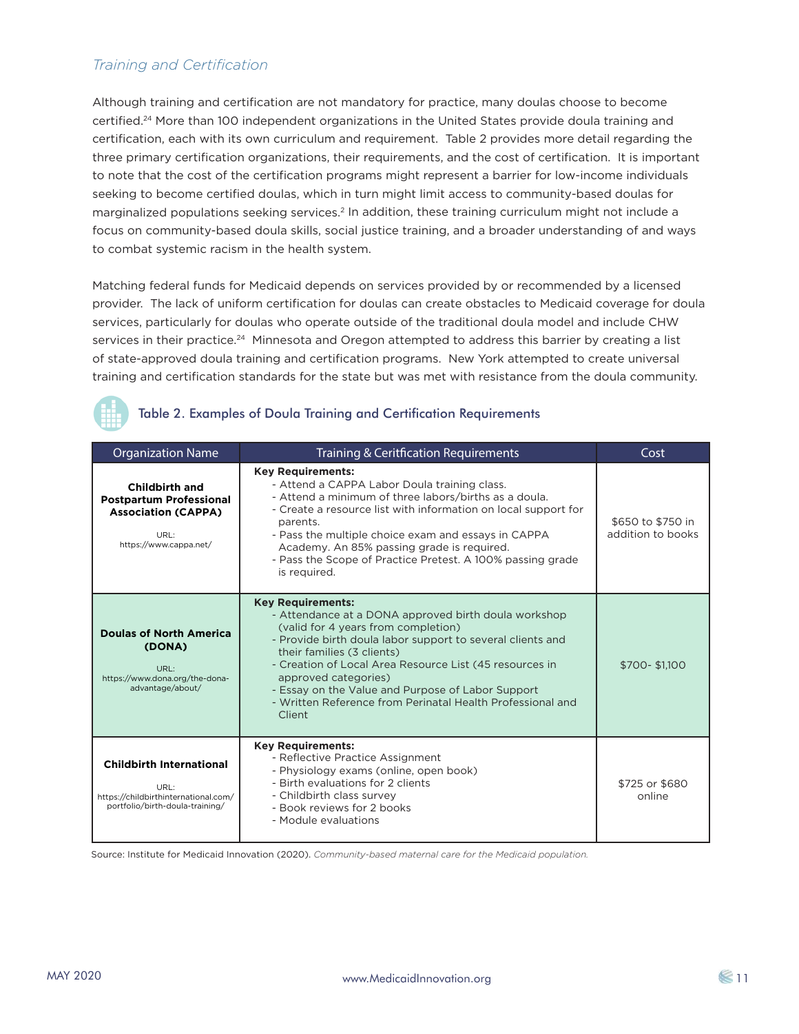## *Training and Certification*

Although training and certification are not mandatory for practice, many doulas choose to become certified.[24] More than 100 independent organizations in the United States provide doula training and certification, each with its own curriculum and requirement. Table 2 provides more detail regarding the three primary certification organizations, their requirements, and the cost of certification. It is important to note that the cost of the certification programs might represent a barrier for low-income individuals seeking to become certified doulas, which in turn might limit access to community-based doulas for marginalized populations seeking services.[2] In addition, these training curriculum might not include a focus on community-based doula skills, social justice training, and a broader understanding of and ways to combat systemic racism in the health system.

Matching federal funds for Medicaid depends on services provided by or recommended by a licensed provider. The lack of uniform certification for doulas can create obstacles to Medicaid coverage for doula services, particularly for doulas who operate outside of the traditional doula model and include CHW services in their practice.[24] Minnesota and Oregon attempted to address this barrier by creating a list of state-approved doula training and certification programs. New York attempted to create universal training and certification standards for the state but was met with resistance from the doula community.

### Table 2. Examples of Doula Training and Certification Requirements

| Organization Name | Training & Ceritfication Requirements | Cost |
|---|---|---|
| **Childbirth and Postpartum Professional Association (CAPPA)**<br>URL: https://www.cappa.net/ | **Key Requirements:**<br>- Attend a CAPPA Labor Doula training class.<br>- Attend a minimum of three labors/births as a doula.<br>- Create a resource list with information on local support for parents.<br>- Pass the multiple choice exam and essays in CAPPA Academy. An 85% passing grade is required.<br>- Pass the Scope of Practice Pretest. A 100% passing grade is required. | $650 to $750 in addition to books |
| **Doulas of North America (DONA)**<br>URL: https://www.dona.org/the-dona-advantage/about/ | **Key Requirements:**<br>- Attendance at a DONA approved birth doula workshop (valid for 4 years from completion)<br>- Provide birth doula labor support to several clients and their families (3 clients)<br>- Creation of Local Area Resource List (45 resources in approved categories)<br>- Essay on the Value and Purpose of Labor Support<br>- Written Reference from Perinatal Health Professional and Client | $700- $1,100 |
| **Childbirth International**<br>URL: https://childbirthinternational.com/portfolio/birth-doula-training/ | **Key Requirements:**<br>- Reflective Practice Assignment<br>- Physiology exams (online, open book)<br>- Birth evaluations for 2 clients<br>- Childbirth class survey<br>- Book reviews for 2 books<br>- Module evaluations | $725 or $680 online |

Source: Institute for Medicaid Innovation (2020). *Community-based maternal care for the Medicaid population.*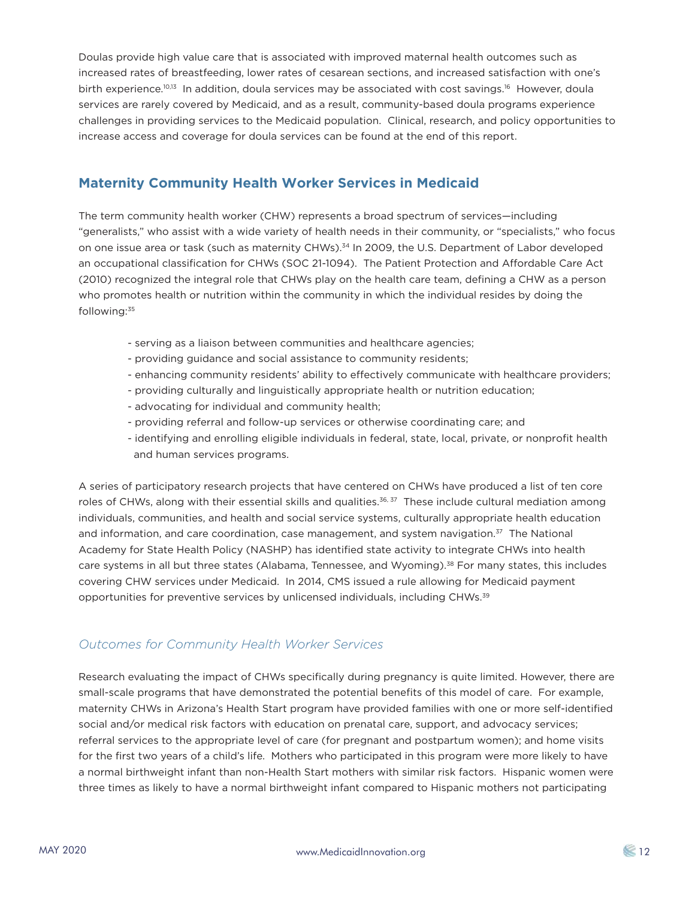Doulas provide high value care that is associated with improved maternal health outcomes such as increased rates of breastfeeding, lower rates of cesarean sections, and increased satisfaction with one's birth experience.[10,13] In addition, doula services may be associated with cost savings.[16] However, doula services are rarely covered by Medicaid, and as a result, community-based doula programs experience challenges in providing services to the Medicaid population. Clinical, research, and policy opportunities to increase access and coverage for doula services can be found at the end of this report.

## Maternity Community Health Worker Services in Medicaid

The term community health worker (CHW) represents a broad spectrum of services—including "generalists," who assist with a wide variety of health needs in their community, or "specialists," who focus on one issue area or task (such as maternity CHWs).[34] In 2009, the U.S. Department of Labor developed an occupational classification for CHWs (SOC 21-1094). The Patient Protection and Affordable Care Act (2010) recognized the integral role that CHWs play on the health care team, defining a CHW as a person who promotes health or nutrition within the community in which the individual resides by doing the following:[35]

- serving as a liaison between communities and healthcare agencies;
- providing guidance and social assistance to community residents;
- enhancing community residents' ability to effectively communicate with healthcare providers;
- providing culturally and linguistically appropriate health or nutrition education;
- advocating for individual and community health;
- providing referral and follow-up services or otherwise coordinating care; and
- identifying and enrolling eligible individuals in federal, state, local, private, or nonprofit health and human services programs.

A series of participatory research projects that have centered on CHWs have produced a list of ten core roles of CHWs, along with their essential skills and qualities.[36, 37] These include cultural mediation among individuals, communities, and health and social service systems, culturally appropriate health education and information, and care coordination, case management, and system navigation.[37] The National Academy for State Health Policy (NASHP) has identified state activity to integrate CHWs into health care systems in all but three states (Alabama, Tennessee, and Wyoming).[38] For many states, this includes covering CHW services under Medicaid. In 2014, CMS issued a rule allowing for Medicaid payment opportunities for preventive services by unlicensed individuals, including CHWs.[39]

### *Outcomes for Community Health Worker Services*

Research evaluating the impact of CHWs specifically during pregnancy is quite limited. However, there are small-scale programs that have demonstrated the potential benefits of this model of care. For example, maternity CHWs in Arizona's Health Start program have provided families with one or more self-identified social and/or medical risk factors with education on prenatal care, support, and advocacy services; referral services to the appropriate level of care (for pregnant and postpartum women); and home visits for the first two years of a child's life. Mothers who participated in this program were more likely to have a normal birthweight infant than non-Health Start mothers with similar risk factors. Hispanic women were three times as likely to have a normal birthweight infant compared to Hispanic mothers not participating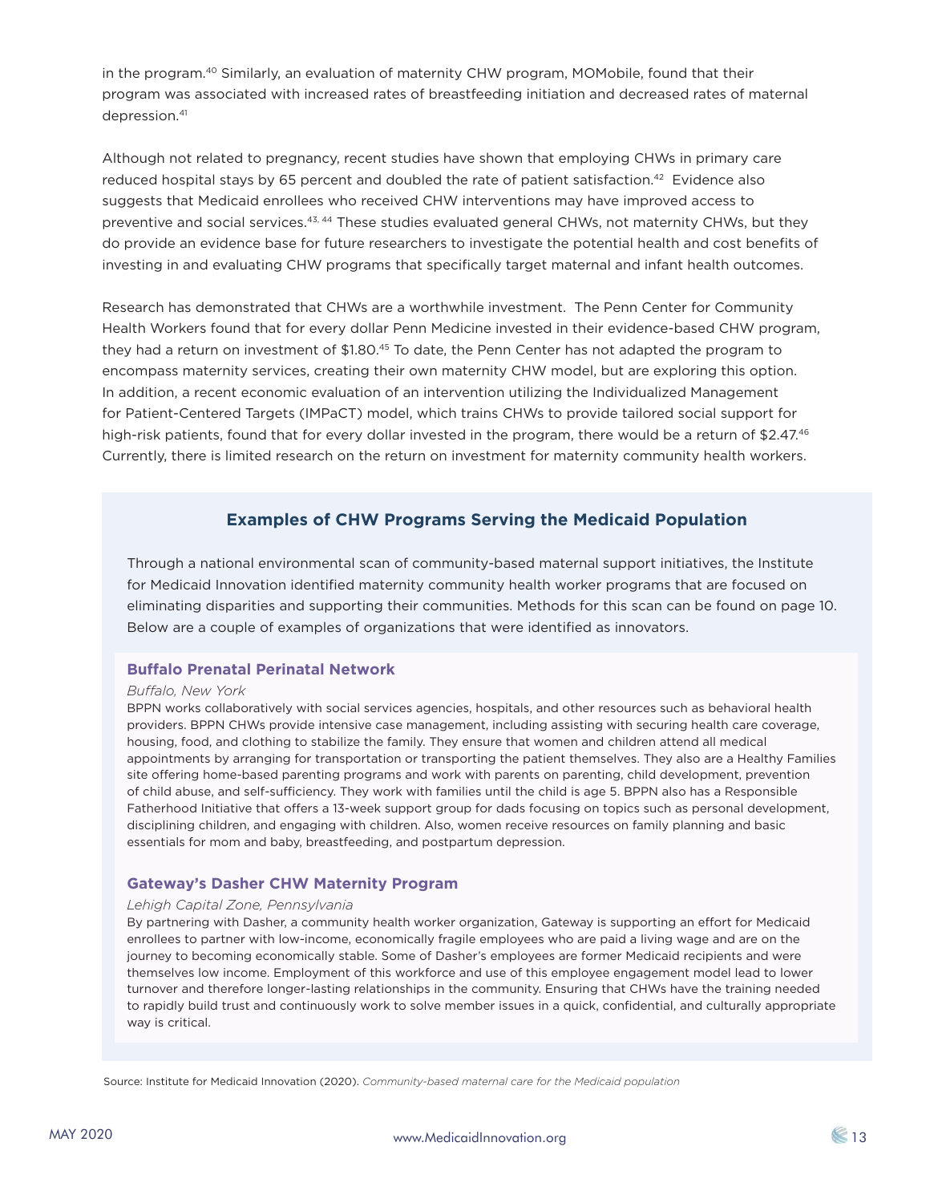in the program.[40] Similarly, an evaluation of maternity CHW program, MOMobile, found that their program was associated with increased rates of breastfeeding initiation and decreased rates of maternal depression.[41]

Although not related to pregnancy, recent studies have shown that employing CHWs in primary care reduced hospital stays by 65 percent and doubled the rate of patient satisfaction.[42] Evidence also suggests that Medicaid enrollees who received CHW interventions may have improved access to preventive and social services.[43, 44] These studies evaluated general CHWs, not maternity CHWs, but they do provide an evidence base for future researchers to investigate the potential health and cost benefits of investing in and evaluating CHW programs that specifically target maternal and infant health outcomes.

Research has demonstrated that CHWs are a worthwhile investment. The Penn Center for Community Health Workers found that for every dollar Penn Medicine invested in their evidence-based CHW program, they had a return on investment of $1.80.[45] To date, the Penn Center has not adapted the program to encompass maternity services, creating their own maternity CHW model, but are exploring this option. In addition, a recent economic evaluation of an intervention utilizing the Individualized Management for Patient-Centered Targets (IMPaCT) model, which trains CHWs to provide tailored social support for high-risk patients, found that for every dollar invested in the program, there would be a return of $2.47.[46] Currently, there is limited research on the return on investment for maternity community health workers.

## Examples of CHW Programs Serving the Medicaid Population

Through a national environmental scan of community-based maternal support initiatives, the Institute for Medicaid Innovation identified maternity community health worker programs that are focused on eliminating disparities and supporting their communities. Methods for this scan can be found on page 10. Below are a couple of examples of organizations that were identified as innovators.

### Buffalo Prenatal Perinatal Network

*Buffalo, New York*

BPPN works collaboratively with social services agencies, hospitals, and other resources such as behavioral health providers. BPPN CHWs provide intensive case management, including assisting with securing health care coverage, housing, food, and clothing to stabilize the family. They ensure that women and children attend all medical appointments by arranging for transportation or transporting the patient themselves. They also are a Healthy Families site offering home-based parenting programs and work with parents on parenting, child development, prevention of child abuse, and self-sufficiency. They work with families until the child is age 5. BPPN also has a Responsible Fatherhood Initiative that offers a 13-week support group for dads focusing on topics such as personal development, disciplining children, and engaging with children. Also, women receive resources on family planning and basic essentials for mom and baby, breastfeeding, and postpartum depression.

### Gateway's Dasher CHW Maternity Program

*Lehigh Capital Zone, Pennsylvania*

By partnering with Dasher, a community health worker organization, Gateway is supporting an effort for Medicaid enrollees to partner with low-income, economically fragile employees who are paid a living wage and are on the journey to becoming economically stable. Some of Dasher's employees are former Medicaid recipients and were themselves low income. Employment of this workforce and use of this employee engagement model lead to lower turnover and therefore longer-lasting relationships in the community. Ensuring that CHWs have the training needed to rapidly build trust and continuously work to solve member issues in a quick, confidential, and culturally appropriate way is critical.

Source: Institute for Medicaid Innovation (2020). *Community-based maternal care for the Medicaid population*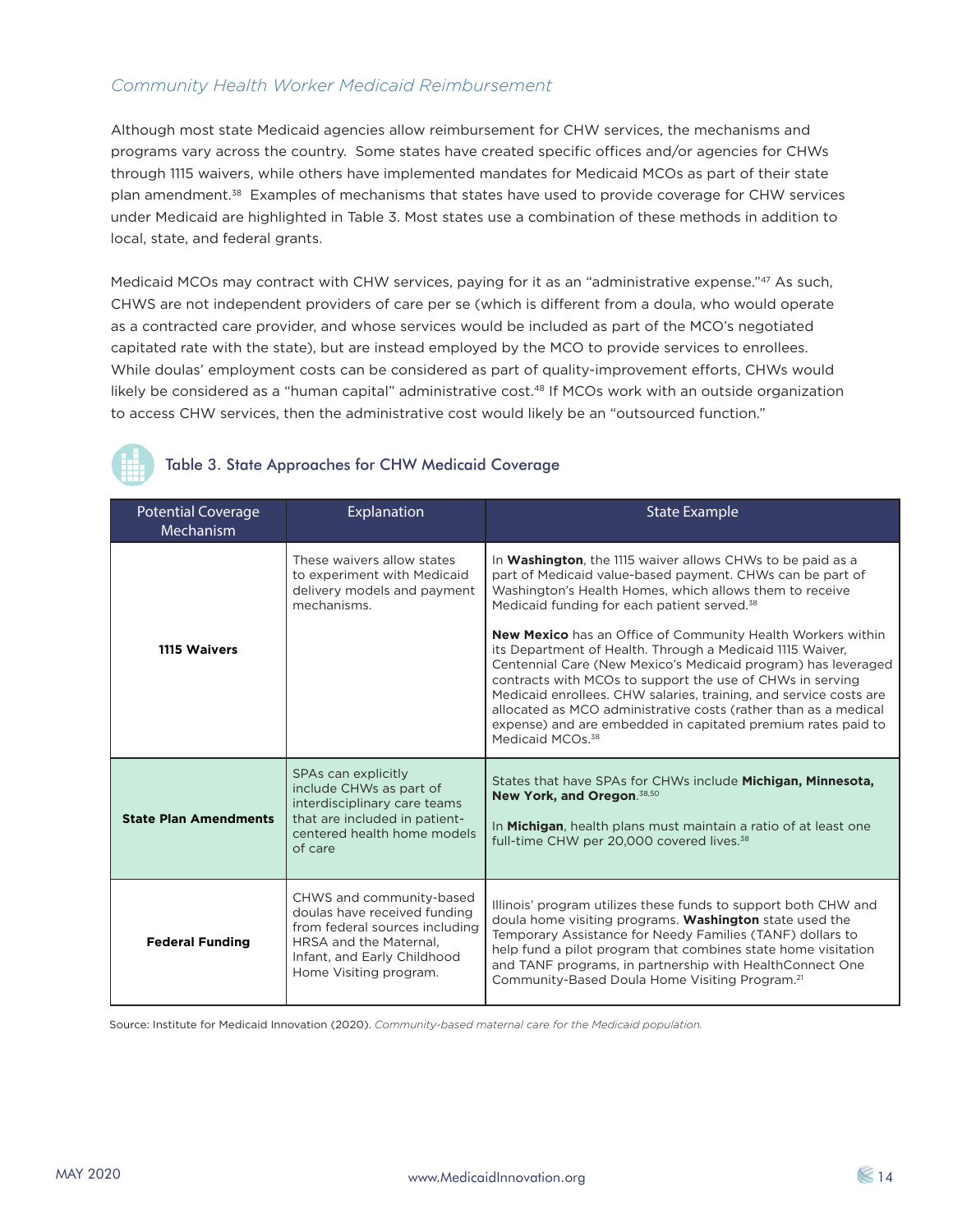### *Community Health Worker Medicaid Reimbursement*

Although most state Medicaid agencies allow reimbursement for CHW services, the mechanisms and programs vary across the country. Some states have created specific offices and/or agencies for CHWs through 1115 waivers, while others have implemented mandates for Medicaid MCOs as part of their state plan amendment.[38] Examples of mechanisms that states have used to provide coverage for CHW services under Medicaid are highlighted in Table 3. Most states use a combination of these methods in addition to local, state, and federal grants.

Medicaid MCOs may contract with CHW services, paying for it as an "administrative expense."[47] As such, CHWS are not independent providers of care per se (which is different from a doula, who would operate as a contracted care provider, and whose services would be included as part of the MCO's negotiated capitated rate with the state), but are instead employed by the MCO to provide services to enrollees. While doulas' employment costs can be considered as part of quality-improvement efforts, CHWs would likely be considered as a "human capital" administrative cost.[48] If MCOs work with an outside organization to access CHW services, then the administrative cost would likely be an "outsourced function."

#### Table 3. State Approaches for CHW Medicaid Coverage

| Potential Coverage Mechanism | Explanation | State Example |
|---|---|---|
| **1115 Waivers** | These waivers allow states to experiment with Medicaid delivery models and payment mechanisms. | In **Washington**, the 1115 waiver allows CHWs to be paid as a part of Medicaid value-based payment. CHWs can be part of Washington's Health Homes, which allows them to receive Medicaid funding for each patient served.[38]<br><br>**New Mexico** has an Office of Community Health Workers within its Department of Health. Through a Medicaid 1115 Waiver, Centennial Care (New Mexico's Medicaid program) has leveraged contracts with MCOs to support the use of CHWs in serving Medicaid enrollees. CHW salaries, training, and service costs are allocated as MCO administrative costs (rather than as a medical expense) and are embedded in capitated premium rates paid to Medicaid MCOs.[38] |
| **State Plan Amendments** | SPAs can explicitly include CHWs as part of interdisciplinary care teams that are included in patient-centered health home models of care | States that have SPAs for CHWs include **Michigan, Minnesota, New York, and Oregon**.[38,50]<br><br>In **Michigan**, health plans must maintain a ratio of at least one full-time CHW per 20,000 covered lives.[38] |
| **Federal Funding** | CHWS and community-based doulas have received funding from federal sources including HRSA and the Maternal, Infant, and Early Childhood Home Visiting program. | Illinois' program utilizes these funds to support both CHW and doula home visiting programs. **Washington** state used the Temporary Assistance for Needy Families (TANF) dollars to help fund a pilot program that combines state home visitation and TANF programs, in partnership with HealthConnect One Community-Based Doula Home Visiting Program.[21] |

Source: Institute for Medicaid Innovation (2020). *Community-based maternal care for the Medicaid population.*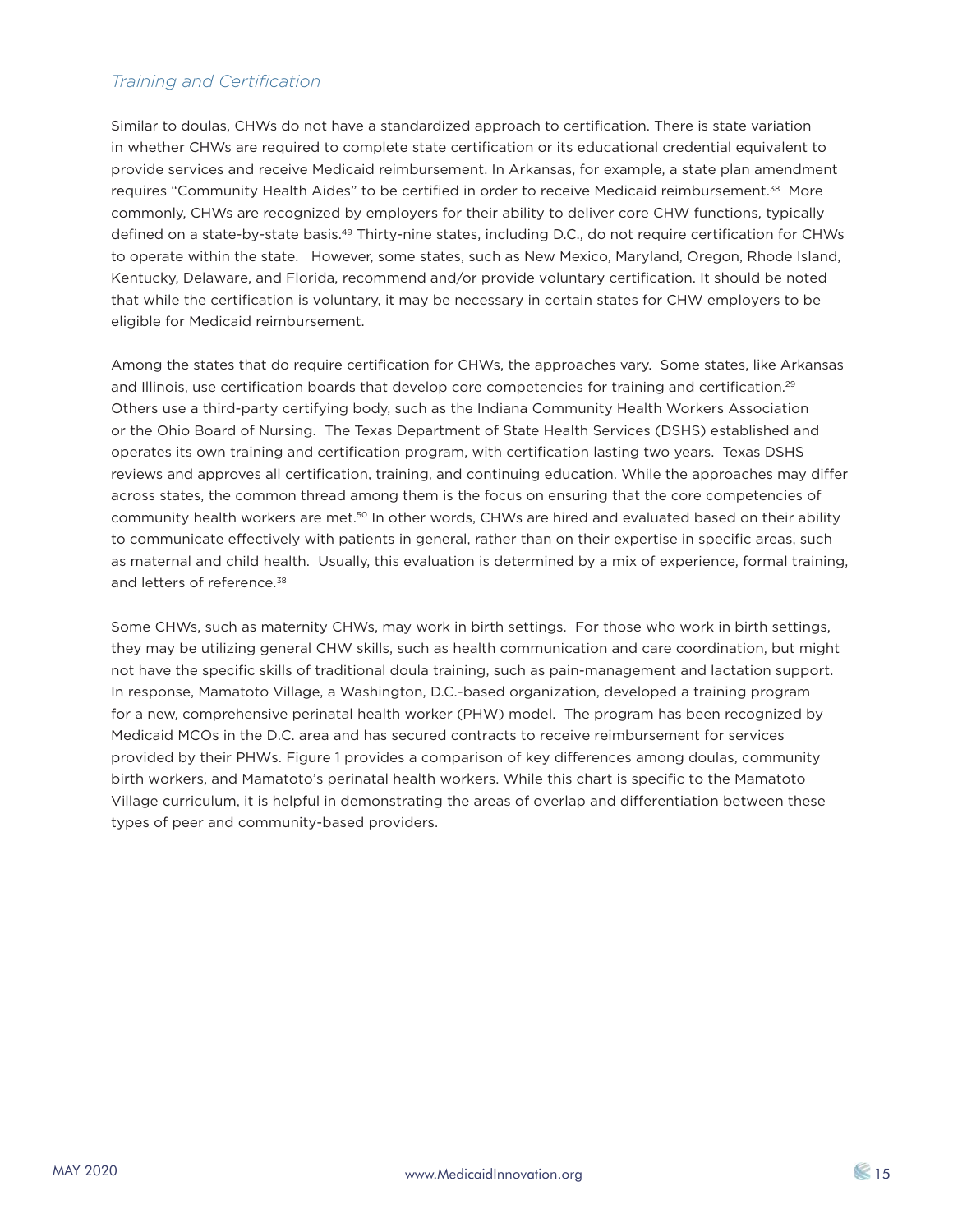### *Training and Certification*

Similar to doulas, CHWs do not have a standardized approach to certification. There is state variation in whether CHWs are required to complete state certification or its educational credential equivalent to provide services and receive Medicaid reimbursement. In Arkansas, for example, a state plan amendment requires "Community Health Aides" to be certified in order to receive Medicaid reimbursement.[38] More commonly, CHWs are recognized by employers for their ability to deliver core CHW functions, typically defined on a state-by-state basis.[49] Thirty-nine states, including D.C., do not require certification for CHWs to operate within the state. However, some states, such as New Mexico, Maryland, Oregon, Rhode Island, Kentucky, Delaware, and Florida, recommend and/or provide voluntary certification. It should be noted that while the certification is voluntary, it may be necessary in certain states for CHW employers to be eligible for Medicaid reimbursement.

Among the states that do require certification for CHWs, the approaches vary. Some states, like Arkansas and Illinois, use certification boards that develop core competencies for training and certification.[29] Others use a third-party certifying body, such as the Indiana Community Health Workers Association or the Ohio Board of Nursing. The Texas Department of State Health Services (DSHS) established and operates its own training and certification program, with certification lasting two years. Texas DSHS reviews and approves all certification, training, and continuing education. While the approaches may differ across states, the common thread among them is the focus on ensuring that the core competencies of community health workers are met.[50] In other words, CHWs are hired and evaluated based on their ability to communicate effectively with patients in general, rather than on their expertise in specific areas, such as maternal and child health. Usually, this evaluation is determined by a mix of experience, formal training, and letters of reference.[38]

Some CHWs, such as maternity CHWs, may work in birth settings. For those who work in birth settings, they may be utilizing general CHW skills, such as health communication and care coordination, but might not have the specific skills of traditional doula training, such as pain-management and lactation support. In response, Mamatoto Village, a Washington, D.C.-based organization, developed a training program for a new, comprehensive perinatal health worker (PHW) model. The program has been recognized by Medicaid MCOs in the D.C. area and has secured contracts to receive reimbursement for services provided by their PHWs. Figure 1 provides a comparison of key differences among doulas, community birth workers, and Mamatoto's perinatal health workers. While this chart is specific to the Mamatoto Village curriculum, it is helpful in demonstrating the areas of overlap and differentiation between these types of peer and community-based providers.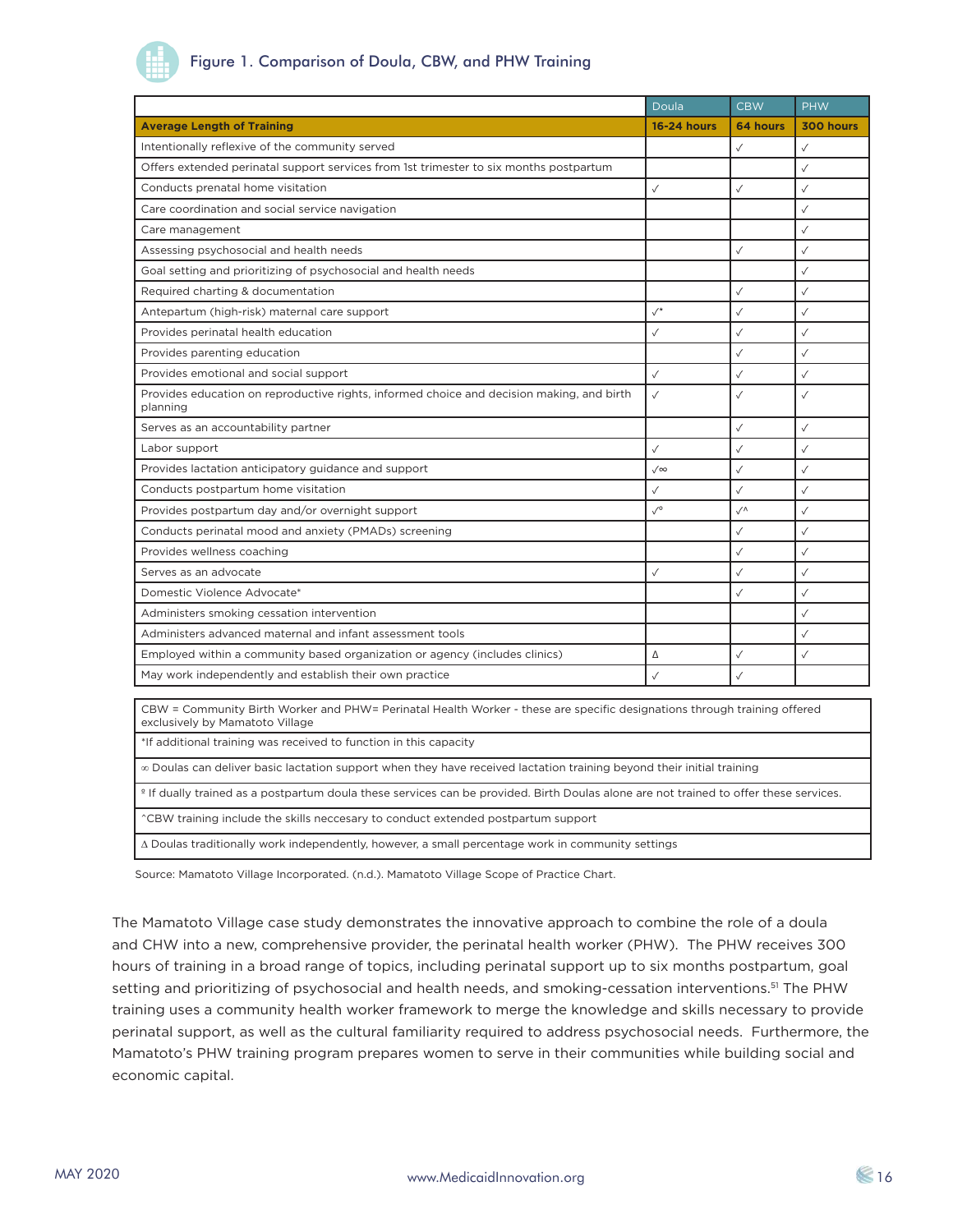## Figure 1. Comparison of Doula, CBW, and PHW Training

| | Doula | CBW | PHW |
|---|---|---|---|
| **Average Length of Training** | **16-24 hours** | **64 hours** | **300 hours** |
| Intentionally reflexive of the community served | | ✓ | ✓ |
| Offers extended perinatal support services from 1st trimester to six months postpartum | | | ✓ |
| Conducts prenatal home visitation | ✓ | ✓ | ✓ |
| Care coordination and social service navigation | | | ✓ |
| Care management | | | ✓ |
| Assessing psychosocial and health needs | | ✓ | ✓ |
| Goal setting and prioritizing of psychosocial and health needs | | | ✓ |
| Required charting & documentation | | ✓ | ✓ |
| Antepartum (high-risk) maternal care support | ✓* | ✓ | ✓ |
| Provides perinatal health education | ✓ | ✓ | ✓ |
| Provides parenting education | | ✓ | ✓ |
| Provides emotional and social support | ✓ | ✓ | ✓ |
| Provides education on reproductive rights, informed choice and decision making, and birth planning | ✓ | ✓ | ✓ |
| Serves as an accountability partner | | ✓ | ✓ |
| Labor support | ✓ | ✓ | ✓ |
| Provides lactation anticipatory guidance and support | ✓∞ | ✓ | ✓ |
| Conducts postpartum home visitation | ✓ | ✓ | ✓ |
| Provides postpartum day and/or overnight support | ✓º | ✓^ | ✓ |
| Conducts perinatal mood and anxiety (PMADs) screening | | ✓ | ✓ |
| Provides wellness coaching | | ✓ | ✓ |
| Serves as an advocate | ✓ | ✓ | ✓ |
| Domestic Violence Advocate* | | ✓ | ✓ |
| Administers smoking cessation intervention | | | ✓ |
| Administers advanced maternal and infant assessment tools | | | ✓ |
| Employed within a community based organization or agency (includes clinics) | Δ | ✓ | ✓ |
| May work independently and establish their own practice | ✓ | ✓ | |

CBW = Community Birth Worker and PHW= Perinatal Health Worker - these are specific designations through training offered exclusively by Mamatoto Village

*If additional training was received to function in this capacity

∞ Doulas can deliver basic lactation support when they have received lactation training beyond their initial training

º If dually trained as a postpartum doula these services can be provided. Birth Doulas alone are not trained to offer these services.

^CBW training include the skills neccesary to conduct extended postpartum support

Δ Doulas traditionally work independently, however, a small percentage work in community settings

Source: Mamatoto Village Incorporated. (n.d.). Mamatoto Village Scope of Practice Chart.

The Mamatoto Village case study demonstrates the innovative approach to combine the role of a doula and CHW into a new, comprehensive provider, the perinatal health worker (PHW). The PHW receives 300 hours of training in a broad range of topics, including perinatal support up to six months postpartum, goal setting and prioritizing of psychosocial and health needs, and smoking-cessation interventions.[51] The PHW training uses a community health worker framework to merge the knowledge and skills necessary to provide perinatal support, as well as the cultural familiarity required to address psychosocial needs. Furthermore, the Mamatoto's PHW training program prepares women to serve in their communities while building social and economic capital.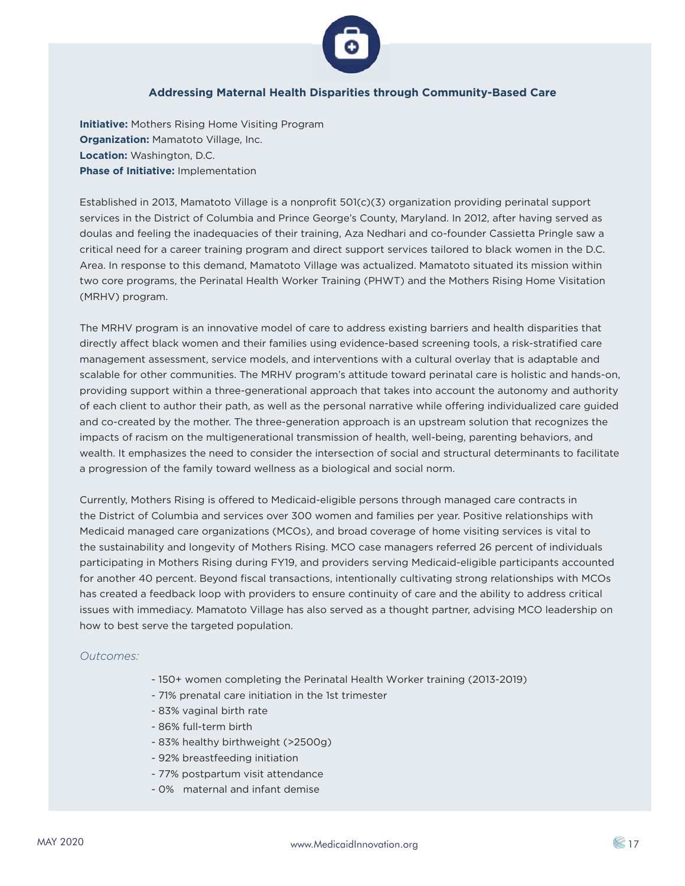## Addressing Maternal Health Disparities through Community-Based Care

**Initiative:** Mothers Rising Home Visiting Program
**Organization:** Mamatoto Village, Inc.
**Location:** Washington, D.C.
**Phase of Initiative:** Implementation

Established in 2013, Mamatoto Village is a nonprofit 501(c)(3) organization providing perinatal support services in the District of Columbia and Prince George's County, Maryland. In 2012, after having served as doulas and feeling the inadequacies of their training, Aza Nedhari and co-founder Cassietta Pringle saw a critical need for a career training program and direct support services tailored to black women in the D.C. Area. In response to this demand, Mamatoto Village was actualized. Mamatoto situated its mission within two core programs, the Perinatal Health Worker Training (PHWT) and the Mothers Rising Home Visitation (MRHV) program.

The MRHV program is an innovative model of care to address existing barriers and health disparities that directly affect black women and their families using evidence-based screening tools, a risk-stratified care management assessment, service models, and interventions with a cultural overlay that is adaptable and scalable for other communities. The MRHV program's attitude toward perinatal care is holistic and hands-on, providing support within a three-generational approach that takes into account the autonomy and authority of each client to author their path, as well as the personal narrative while offering individualized care guided and co-created by the mother. The three-generation approach is an upstream solution that recognizes the impacts of racism on the multigenerational transmission of health, well-being, parenting behaviors, and wealth. It emphasizes the need to consider the intersection of social and structural determinants to facilitate a progression of the family toward wellness as a biological and social norm.

Currently, Mothers Rising is offered to Medicaid-eligible persons through managed care contracts in the District of Columbia and services over 300 women and families per year. Positive relationships with Medicaid managed care organizations (MCOs), and broad coverage of home visiting services is vital to the sustainability and longevity of Mothers Rising. MCO case managers referred 26 percent of individuals participating in Mothers Rising during FY19, and providers serving Medicaid-eligible participants accounted for another 40 percent. Beyond fiscal transactions, intentionally cultivating strong relationships with MCOs has created a feedback loop with providers to ensure continuity of care and the ability to address critical issues with immediacy. Mamatoto Village has also served as a thought partner, advising MCO leadership on how to best serve the targeted population.

*Outcomes:*

- 150+ women completing the Perinatal Health Worker training (2013-2019)
- 71% prenatal care initiation in the 1st trimester
- 83% vaginal birth rate
- 86% full-term birth
- 83% healthy birthweight (>2500g)
- 92% breastfeeding initiation
- 77% postpartum visit attendance
- 0% maternal and infant demise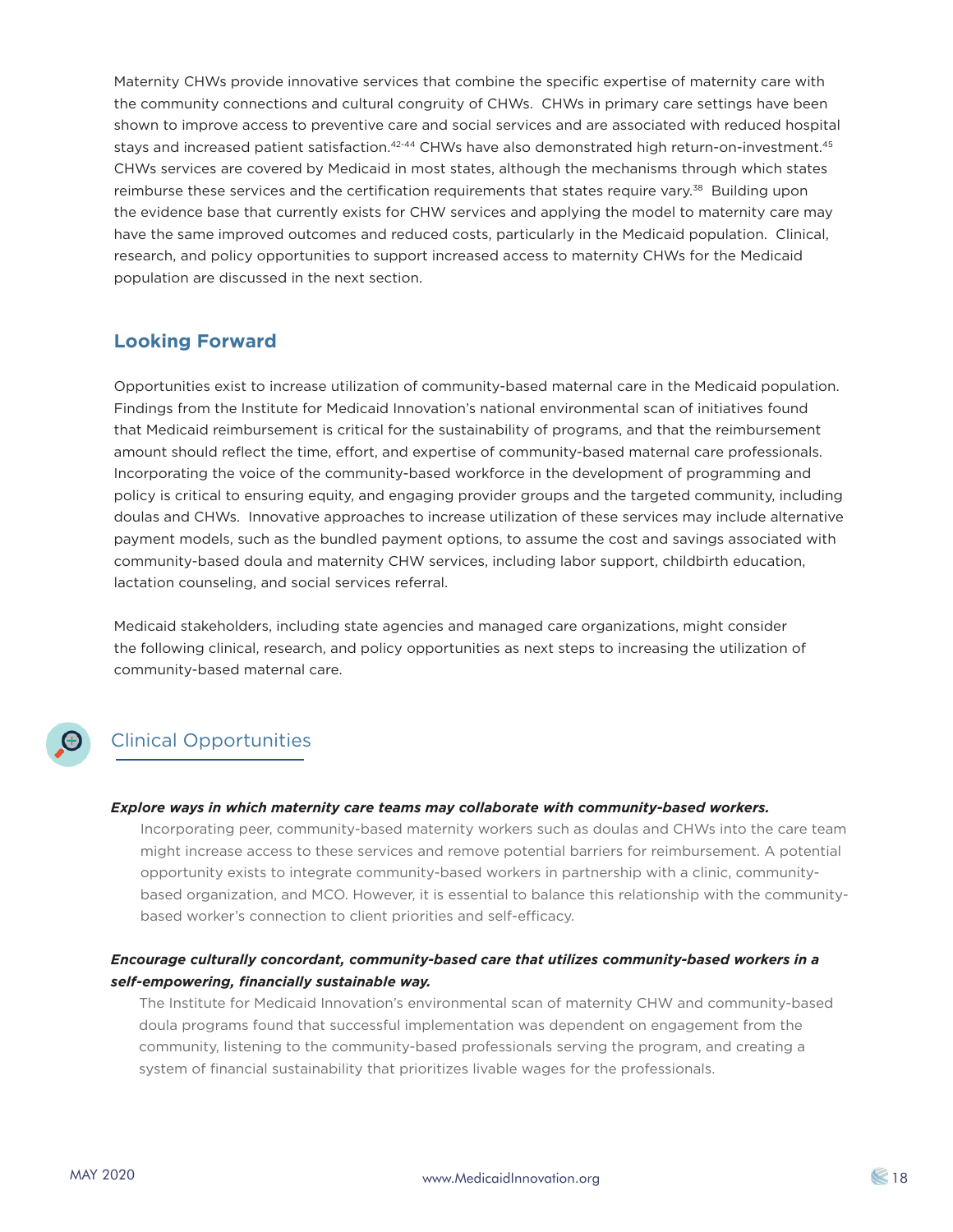Maternity CHWs provide innovative services that combine the specific expertise of maternity care with the community connections and cultural congruity of CHWs. CHWs in primary care settings have been shown to improve access to preventive care and social services and are associated with reduced hospital stays and increased patient satisfaction.[42-44] CHWs have also demonstrated high return-on-investment.[45] CHWs services are covered by Medicaid in most states, although the mechanisms through which states reimburse these services and the certification requirements that states require vary.[38] Building upon the evidence base that currently exists for CHW services and applying the model to maternity care may have the same improved outcomes and reduced costs, particularly in the Medicaid population. Clinical, research, and policy opportunities to support increased access to maternity CHWs for the Medicaid population are discussed in the next section.

## Looking Forward

Opportunities exist to increase utilization of community-based maternal care in the Medicaid population. Findings from the Institute for Medicaid Innovation's national environmental scan of initiatives found that Medicaid reimbursement is critical for the sustainability of programs, and that the reimbursement amount should reflect the time, effort, and expertise of community-based maternal care professionals. Incorporating the voice of the community-based workforce in the development of programming and policy is critical to ensuring equity, and engaging provider groups and the targeted community, including doulas and CHWs. Innovative approaches to increase utilization of these services may include alternative payment models, such as the bundled payment options, to assume the cost and savings associated with community-based doula and maternity CHW services, including labor support, childbirth education, lactation counseling, and social services referral.

Medicaid stakeholders, including state agencies and managed care organizations, might consider the following clinical, research, and policy opportunities as next steps to increasing the utilization of community-based maternal care.

### Clinical Opportunities

***Explore ways in which maternity care teams may collaborate with community-based workers.***

Incorporating peer, community-based maternity workers such as doulas and CHWs into the care team might increase access to these services and remove potential barriers for reimbursement. A potential opportunity exists to integrate community-based workers in partnership with a clinic, community-based organization, and MCO. However, it is essential to balance this relationship with the community-based worker's connection to client priorities and self-efficacy.

***Encourage culturally concordant, community-based care that utilizes community-based workers in a self-empowering, financially sustainable way.***

The Institute for Medicaid Innovation's environmental scan of maternity CHW and community-based doula programs found that successful implementation was dependent on engagement from the community, listening to the community-based professionals serving the program, and creating a system of financial sustainability that prioritizes livable wages for the professionals.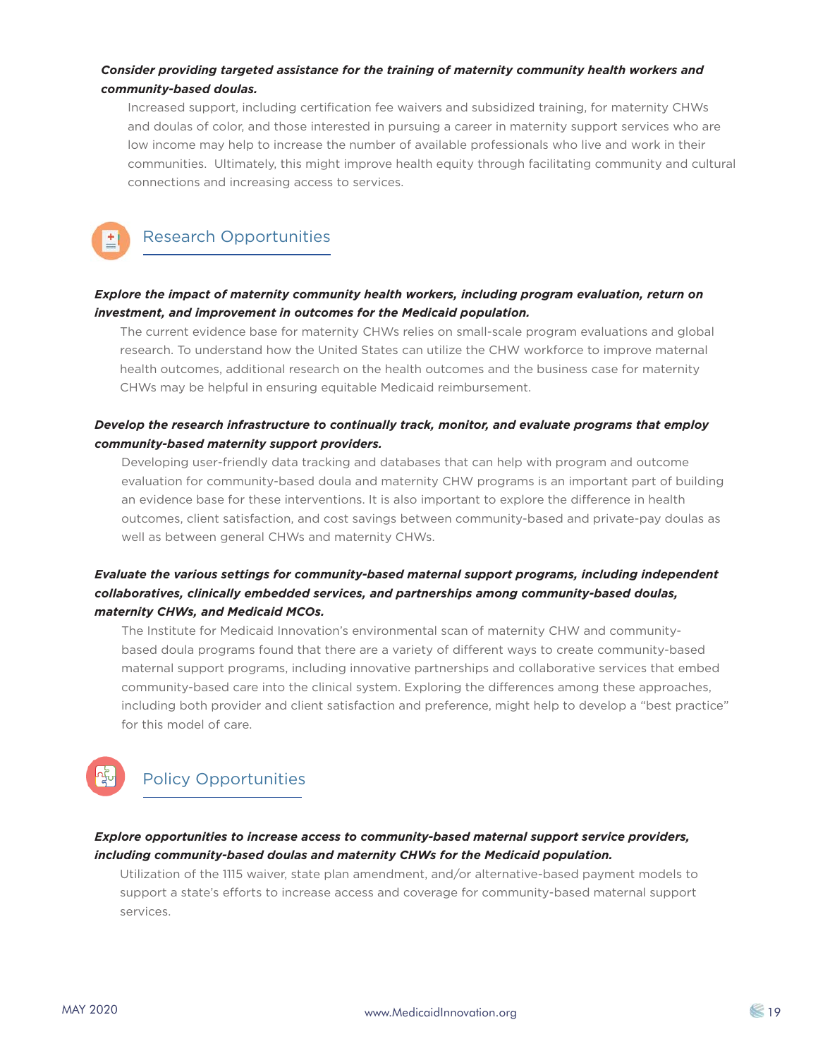***Consider providing targeted assistance for the training of maternity community health workers and community-based doulas.***

Increased support, including certification fee waivers and subsidized training, for maternity CHWs and doulas of color, and those interested in pursuing a career in maternity support services who are low income may help to increase the number of available professionals who live and work in their communities. Ultimately, this might improve health equity through facilitating community and cultural connections and increasing access to services.

## Research Opportunities

***Explore the impact of maternity community health workers, including program evaluation, return on investment, and improvement in outcomes for the Medicaid population.***

The current evidence base for maternity CHWs relies on small-scale program evaluations and global research. To understand how the United States can utilize the CHW workforce to improve maternal health outcomes, additional research on the health outcomes and the business case for maternity CHWs may be helpful in ensuring equitable Medicaid reimbursement.

***Develop the research infrastructure to continually track, monitor, and evaluate programs that employ community-based maternity support providers.***

Developing user-friendly data tracking and databases that can help with program and outcome evaluation for community-based doula and maternity CHW programs is an important part of building an evidence base for these interventions. It is also important to explore the difference in health outcomes, client satisfaction, and cost savings between community-based and private-pay doulas as well as between general CHWs and maternity CHWs.

***Evaluate the various settings for community-based maternal support programs, including independent collaboratives, clinically embedded services, and partnerships among community-based doulas, maternity CHWs, and Medicaid MCOs.***

The Institute for Medicaid Innovation's environmental scan of maternity CHW and community-based doula programs found that there are a variety of different ways to create community-based maternal support programs, including innovative partnerships and collaborative services that embed community-based care into the clinical system. Exploring the differences among these approaches, including both provider and client satisfaction and preference, might help to develop a "best practice" for this model of care.

## Policy Opportunities

***Explore opportunities to increase access to community-based maternal support service providers, including community-based doulas and maternity CHWs for the Medicaid population.***

Utilization of the 1115 waiver, state plan amendment, and/or alternative-based payment models to support a state's efforts to increase access and coverage for community-based maternal support services.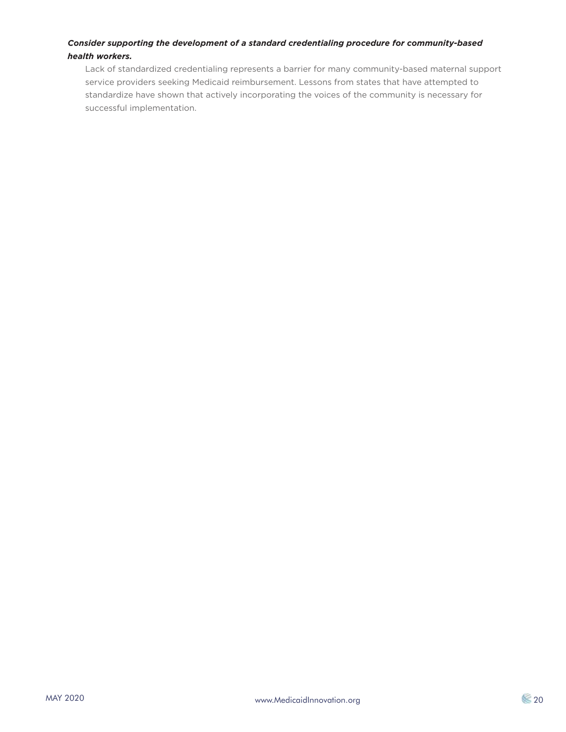***Consider supporting the development of a standard credentialing procedure for community-based health workers.***

Lack of standardized credentialing represents a barrier for many community-based maternal support service providers seeking Medicaid reimbursement. Lessons from states that have attempted to standardize have shown that actively incorporating the voices of the community is necessary for successful implementation.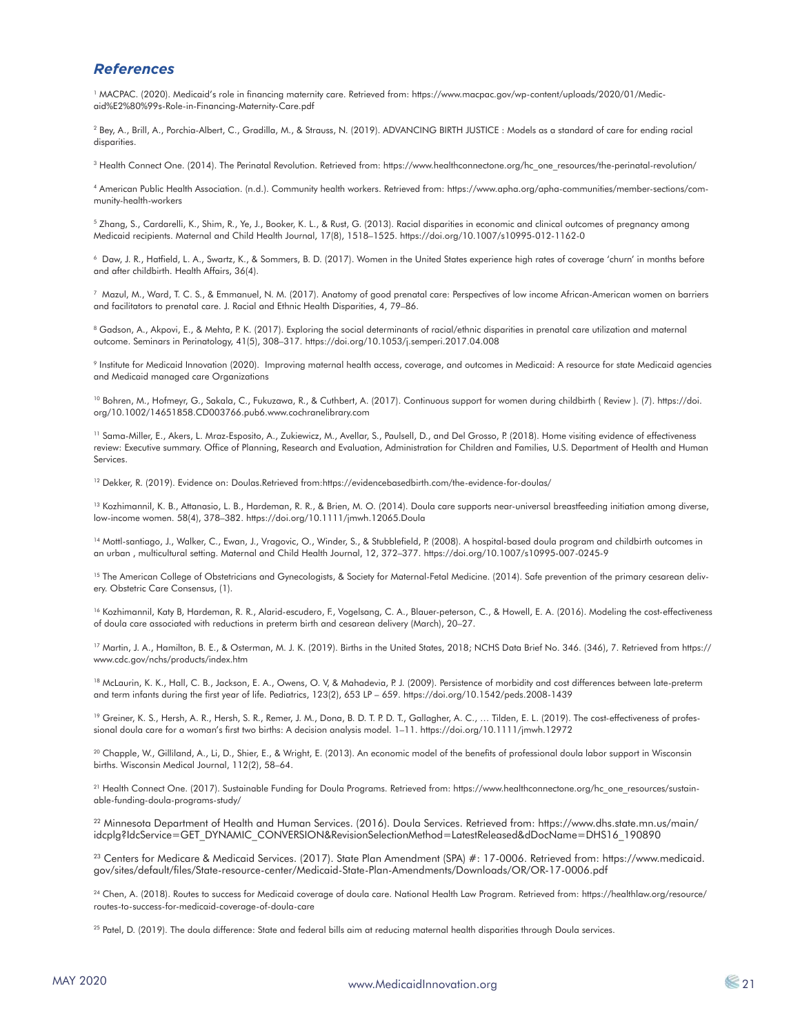## *References*

[1] MACPAC. (2020). Medicaid's role in financing maternity care. Retrieved from: https://www.macpac.gov/wp-content/uploads/2020/01/Medicaid%E2%80%99s-Role-in-Financing-Maternity-Care.pdf

[2] Bey, A., Brill, A., Porchia-Albert, C., Gradilla, M., & Strauss, N. (2019). ADVANCING BIRTH JUSTICE : Models as a standard of care for ending racial disparities.

[3] Health Connect One. (2014). The Perinatal Revolution. Retrieved from: https://www.healthconnectone.org/hc_one_resources/the-perinatal-revolution/

[4] American Public Health Association. (n.d.). Community health workers. Retrieved from: https://www.apha.org/apha-communities/member-sections/community-health-workers

[5] Zhang, S., Cardarelli, K., Shim, R., Ye, J., Booker, K. L., & Rust, G. (2013). Racial disparities in economic and clinical outcomes of pregnancy among Medicaid recipients. Maternal and Child Health Journal, 17(8), 1518–1525. https://doi.org/10.1007/s10995-012-1162-0

[6] Daw, J. R., Hatfield, L. A., Swartz, K., & Sommers, B. D. (2017). Women in the United States experience high rates of coverage 'churn' in months before and after childbirth. Health Affairs, 36(4).

[7] Mazul, M., Ward, T. C. S., & Emmanuel, N. M. (2017). Anatomy of good prenatal care: Perspectives of low income African-American women on barriers and facilitators to prenatal care. J. Racial and Ethnic Health Disparities, 4, 79–86.

[8] Gadson, A., Akpovi, E., & Mehta, P. K. (2017). Exploring the social determinants of racial/ethnic disparities in prenatal care utilization and maternal outcome. Seminars in Perinatology, 41(5), 308–317. https://doi.org/10.1053/j.semperi.2017.04.008

[9] Institute for Medicaid Innovation (2020). Improving maternal health access, coverage, and outcomes in Medicaid: A resource for state Medicaid agencies and Medicaid managed care Organizations

[10] Bohren, M., Hofmeyr, G., Sakala, C., Fukuzawa, R., & Cuthbert, A. (2017). Continuous support for women during childbirth ( Review ). (7). https://doi.org/10.1002/14651858.CD003766.pub6.www.cochranelibrary.com

[11] Sama-Miller, E., Akers, L. Mraz-Esposito, A., Zukiewicz, M., Avellar, S., Paulsell, D., and Del Grosso, P. (2018). Home visiting evidence of effectiveness review: Executive summary. Office of Planning, Research and Evaluation, Administration for Children and Families, U.S. Department of Health and Human Services.

[12] Dekker, R. (2019). Evidence on: Doulas.Retrieved from:https://evidencebasedbirth.com/the-evidence-for-doulas/

[13] Kozhimannil, K. B., Attanasio, L. B., Hardeman, R. R., & Brien, M. O. (2014). Doula care supports near-universal breastfeeding initiation among diverse, low-income women. 58(4), 378–382. https://doi.org/10.1111/jmwh.12065.Doula

[14] Mottl-santiago, J., Walker, C., Ewan, J., Vragovic, O., Winder, S., & Stubblefield, P. (2008). A hospital-based doula program and childbirth outcomes in an urban , multicultural setting. Maternal and Child Health Journal, 12, 372–377. https://doi.org/10.1007/s10995-007-0245-9

[15] The American College of Obstetricians and Gynecologists, & Society for Maternal-Fetal Medicine. (2014). Safe prevention of the primary cesarean delivery. Obstetric Care Consensus, (1).

[16] Kozhimannil, Katy B, Hardeman, R. R., Alarid-escudero, F., Vogelsang, C. A., Blauer-peterson, C., & Howell, E. A. (2016). Modeling the cost-effectiveness of doula care associated with reductions in preterm birth and cesarean delivery (March), 20–27.

[17] Martin, J. A., Hamilton, B. E., & Osterman, M. J. K. (2019). Births in the United States, 2018; NCHS Data Brief No. 346. (346), 7. Retrieved from https://www.cdc.gov/nchs/products/index.htm

[18] McLaurin, K. K., Hall, C. B., Jackson, E. A., Owens, O. V, & Mahadevia, P. J. (2009). Persistence of morbidity and cost differences between late-preterm and term infants during the first year of life. Pediatrics, 123(2), 653 LP – 659. https://doi.org/10.1542/peds.2008-1439

[19] Greiner, K. S., Hersh, A. R., Hersh, S. R., Remer, J. M., Dona, B. D. T. P. D. T., Gallagher, A. C., … Tilden, E. L. (2019). The cost-effectiveness of professional doula care for a woman's first two births: A decision analysis model. 1–11. https://doi.org/10.1111/jmwh.12972

[20] Chapple, W., Gilliland, A., Li, D., Shier, E., & Wright, E. (2013). An economic model of the benefits of professional doula labor support in Wisconsin births. Wisconsin Medical Journal, 112(2), 58–64.

[21] Health Connect One. (2017). Sustainable Funding for Doula Programs. Retrieved from: https://www.healthconnectone.org/hc_one_resources/sustainable-funding-doula-programs-study/

[22] Minnesota Department of Health and Human Services. (2016). Doula Services. Retrieved from: https://www.dhs.state.mn.us/main/idcplg?IdcService=GET_DYNAMIC_CONVERSION&RevisionSelectionMethod=LatestReleased&dDocName=DHS16_190890

[23] Centers for Medicare & Medicaid Services. (2017). State Plan Amendment (SPA) #: 17-0006. Retrieved from: https://www.medicaid.gov/sites/default/files/State-resource-center/Medicaid-State-Plan-Amendments/Downloads/OR/OR-17-0006.pdf

[24] Chen, A. (2018). Routes to success for Medicaid coverage of doula care. National Health Law Program. Retrieved from: https://healthlaw.org/resource/routes-to-success-for-medicaid-coverage-of-doula-care

[25] Patel, D. (2019). The doula difference: State and federal bills aim at reducing maternal health disparities through Doula services.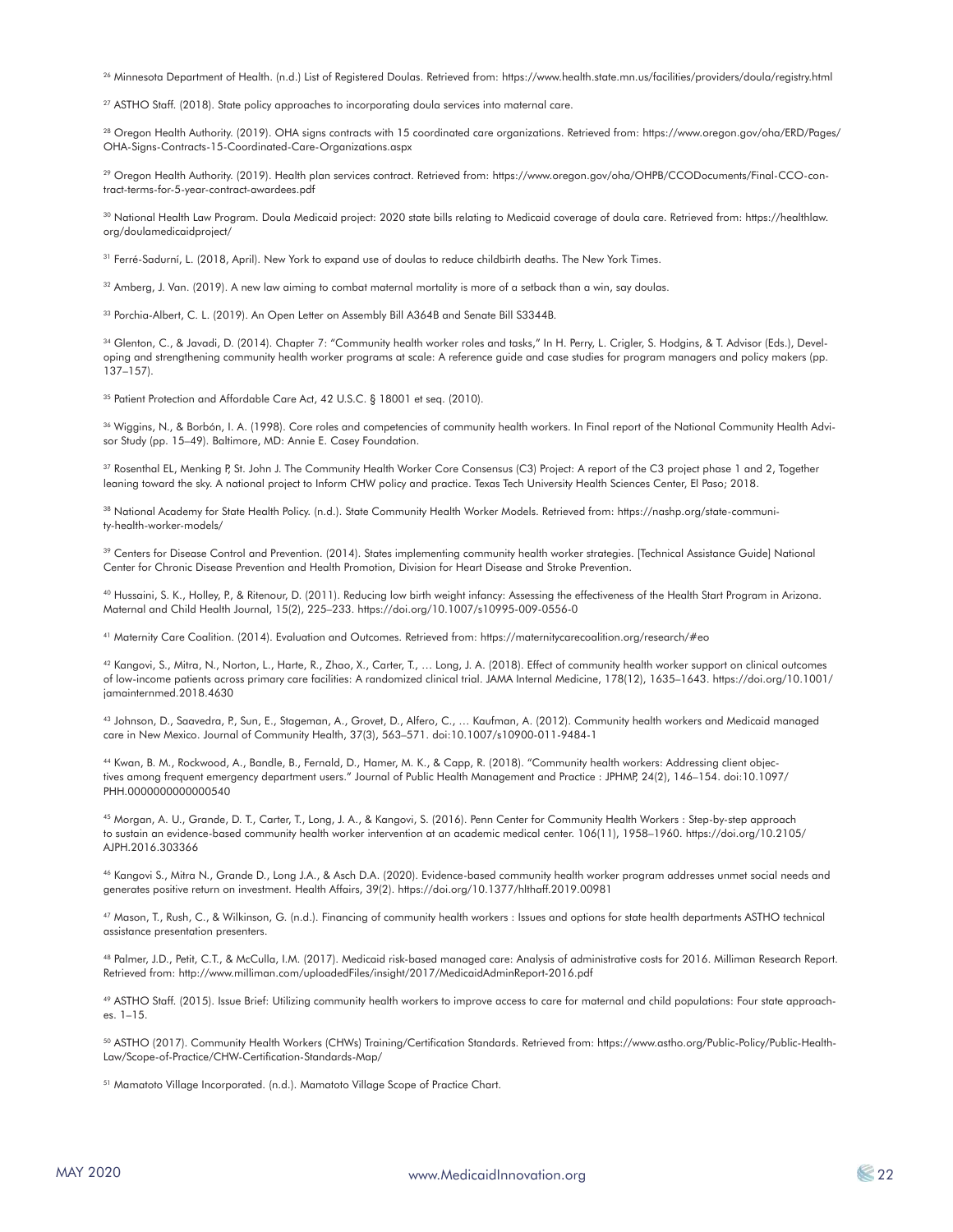[26] Minnesota Department of Health. (n.d.) List of Registered Doulas. Retrieved from: https://www.health.state.mn.us/facilities/providers/doula/registry.html

[27] ASTHO Staff. (2018). State policy approaches to incorporating doula services into maternal care.

[28] Oregon Health Authority. (2019). OHA signs contracts with 15 coordinated care organizations. Retrieved from: https://www.oregon.gov/oha/ERD/Pages/OHA-Signs-Contracts-15-Coordinated-Care-Organizations.aspx

[29] Oregon Health Authority. (2019). Health plan services contract. Retrieved from: https://www.oregon.gov/oha/OHPB/CCODocuments/Final-CCO-contract-terms-for-5-year-contract-awardees.pdf

[30] National Health Law Program. Doula Medicaid project: 2020 state bills relating to Medicaid coverage of doula care. Retrieved from: https://healthlaw.org/doulamedicaidproject/

[31] Ferré-Sadurní, L. (2018, April). New York to expand use of doulas to reduce childbirth deaths. The New York Times.

[32] Amberg, J. Van. (2019). A new law aiming to combat maternal mortality is more of a setback than a win, say doulas.

[33] Porchia-Albert, C. L. (2019). An Open Letter on Assembly Bill A364B and Senate Bill S3344B.

[34] Glenton, C., & Javadi, D. (2014). Chapter 7: "Community health worker roles and tasks," In H. Perry, L. Crigler, S. Hodgins, & T. Advisor (Eds.), Developing and strengthening community health worker programs at scale: A reference guide and case studies for program managers and policy makers (pp. 137–157).

[35] Patient Protection and Affordable Care Act, 42 U.S.C. § 18001 et seq. (2010).

[36] Wiggins, N., & Borbón, I. A. (1998). Core roles and competencies of community health workers. In Final report of the National Community Health Advisor Study (pp. 15–49). Baltimore, MD: Annie E. Casey Foundation.

[37] Rosenthal EL, Menking P, St. John J. The Community Health Worker Core Consensus (C3) Project: A report of the C3 project phase 1 and 2, Together leaning toward the sky. A national project to Inform CHW policy and practice. Texas Tech University Health Sciences Center, El Paso; 2018.

[38] National Academy for State Health Policy. (n.d.). State Community Health Worker Models. Retrieved from: https://nashp.org/state-community-health-worker-models/

[39] Centers for Disease Control and Prevention. (2014). States implementing community health worker strategies. [Technical Assistance Guide] National Center for Chronic Disease Prevention and Health Promotion, Division for Heart Disease and Stroke Prevention.

[40] Hussaini, S. K., Holley, P., & Ritenour, D. (2011). Reducing low birth weight infancy: Assessing the effectiveness of the Health Start Program in Arizona. Maternal and Child Health Journal, 15(2), 225–233. https://doi.org/10.1007/s10995-009-0556-0

[41] Maternity Care Coalition. (2014). Evaluation and Outcomes. Retrieved from: https://maternitycarecoalition.org/research/#eo

[42] Kangovi, S., Mitra, N., Norton, L., Harte, R., Zhao, X., Carter, T., … Long, J. A. (2018). Effect of community health worker support on clinical outcomes of low-income patients across primary care facilities: A randomized clinical trial. JAMA Internal Medicine, 178(12), 1635–1643. https://doi.org/10.1001/jamainternmed.2018.4630

[43] Johnson, D., Saavedra, P., Sun, E., Stageman, A., Grovet, D., Alfero, C., … Kaufman, A. (2012). Community health workers and Medicaid managed care in New Mexico. Journal of Community Health, 37(3), 563–571. doi:10.1007/s10900-011-9484-1

[44] Kwan, B. M., Rockwood, A., Bandle, B., Fernald, D., Hamer, M. K., & Capp, R. (2018). "Community health workers: Addressing client objectives among frequent emergency department users." Journal of Public Health Management and Practice : JPHMP, 24(2), 146–154. doi:10.1097/PHH.0000000000000540

[45] Morgan, A. U., Grande, D. T., Carter, T., Long, J. A., & Kangovi, S. (2016). Penn Center for Community Health Workers : Step-by-step approach to sustain an evidence-based community health worker intervention at an academic medical center. 106(11), 1958–1960. https://doi.org/10.2105/AJPH.2016.303366

[46] Kangovi S., Mitra N., Grande D., Long J.A., & Asch D.A. (2020). Evidence-based community health worker program addresses unmet social needs and generates positive return on investment. Health Affairs, 39(2). https://doi.org/10.1377/hlthaff.2019.00981

[47] Mason, T., Rush, C., & Wilkinson, G. (n.d.). Financing of community health workers : Issues and options for state health departments ASTHO technical assistance presentation presenters.

[48] Palmer, J.D., Petit, C.T., & McCulla, I.M. (2017). Medicaid risk-based managed care: Analysis of administrative costs for 2016. Milliman Research Report. Retrieved from: http://www.milliman.com/uploadedFiles/insight/2017/MedicaidAdminReport-2016.pdf

[49] ASTHO Staff. (2015). Issue Brief: Utilizing community health workers to improve access to care for maternal and child populations: Four state approaches. 1–15.

[50] ASTHO (2017). Community Health Workers (CHWs) Training/Certification Standards. Retrieved from: https://www.astho.org/Public-Policy/Public-Health-Law/Scope-of-Practice/CHW-Certification-Standards-Map/

[51] Mamatoto Village Incorporated. (n.d.). Mamatoto Village Scope of Practice Chart.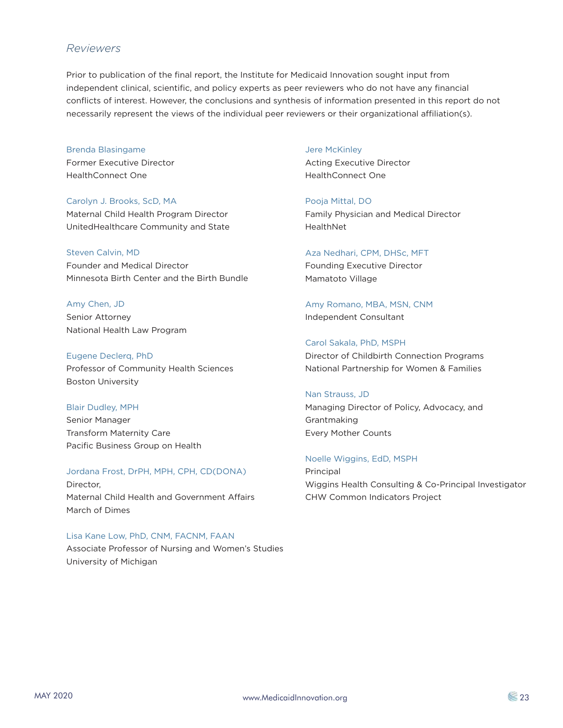### *Reviewers*

Prior to publication of the final report, the Institute for Medicaid Innovation sought input from independent clinical, scientific, and policy experts as peer reviewers who do not have any financial conflicts of interest. However, the conclusions and synthesis of information presented in this report do not necessarily represent the views of the individual peer reviewers or their organizational affiliation(s).

Brenda Blasingame
Former Executive Director
HealthConnect One

Carolyn J. Brooks, ScD, MA
Maternal Child Health Program Director
UnitedHealthcare Community and State

Steven Calvin, MD
Founder and Medical Director
Minnesota Birth Center and the Birth Bundle

Amy Chen, JD
Senior Attorney
National Health Law Program

Eugene Declerq, PhD
Professor of Community Health Sciences
Boston University

Blair Dudley, MPH
Senior Manager
Transform Maternity Care
Pacific Business Group on Health

Jordana Frost, DrPH, MPH, CPH, CD(DONA)
Director,
Maternal Child Health and Government Affairs
March of Dimes

Lisa Kane Low, PhD, CNM, FACNM, FAAN
Associate Professor of Nursing and Women's Studies
University of Michigan

Jere McKinley
Acting Executive Director
HealthConnect One

Pooja Mittal, DO
Family Physician and Medical Director
HealthNet

Aza Nedhari, CPM, DHSc, MFT
Founding Executive Director
Mamatoto Village

Amy Romano, MBA, MSN, CNM
Independent Consultant

Carol Sakala, PhD, MSPH
Director of Childbirth Connection Programs
National Partnership for Women & Families

Nan Strauss, JD
Managing Director of Policy, Advocacy, and Grantmaking
Every Mother Counts

Noelle Wiggins, EdD, MSPH
Principal
Wiggins Health Consulting & Co-Principal Investigator
CHW Common Indicators Project